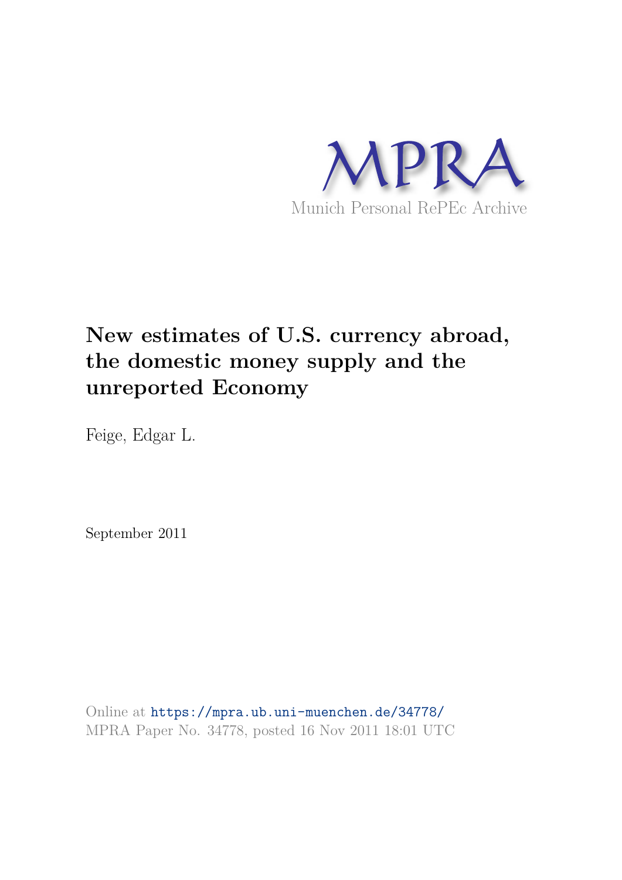MPRA

Munich Personal RePEc Archive

# New estimates of U.S. currency abroad, the domestic money supply and the unreported Economy

Feige, Edgar L.

September 2011

Online at https://mpra.ub.uni-muenchen.de/34778/
MPRA Paper No. 34778, posted 16 Nov 2011 18:01 UTC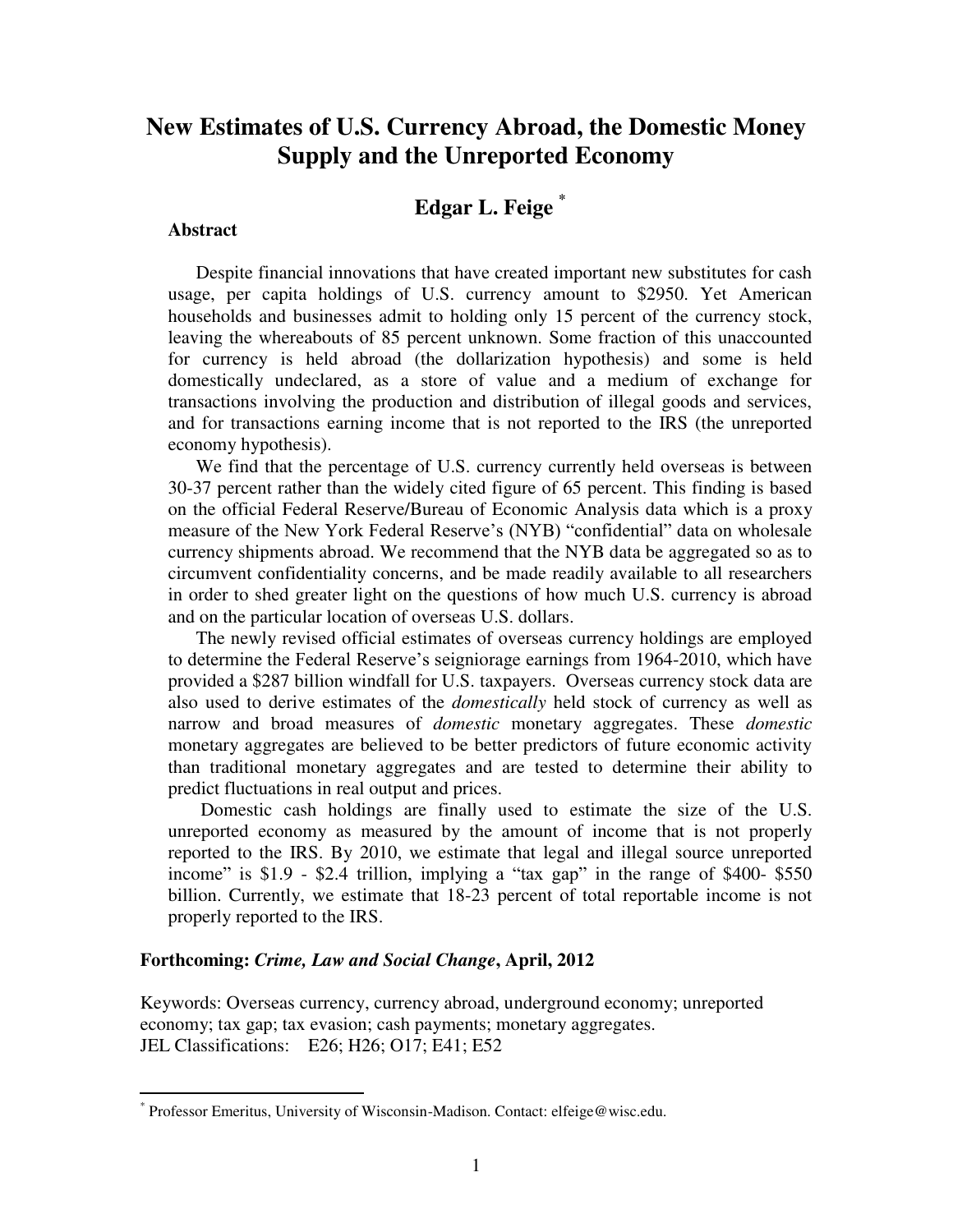# New Estimates of U.S. Currency Abroad, the Domestic Money Supply and the Unreported Economy

## Edgar L. Feige [*]

**Abstract**

Despite financial innovations that have created important new substitutes for cash usage, per capita holdings of U.S. currency amount to $2950. Yet American households and businesses admit to holding only 15 percent of the currency stock, leaving the whereabouts of 85 percent unknown. Some fraction of this unaccounted for currency is held abroad (the dollarization hypothesis) and some is held domestically undeclared, as a store of value and a medium of exchange for transactions involving the production and distribution of illegal goods and services, and for transactions earning income that is not reported to the IRS (the unreported economy hypothesis).

We find that the percentage of U.S. currency currently held overseas is between 30-37 percent rather than the widely cited figure of 65 percent. This finding is based on the official Federal Reserve/Bureau of Economic Analysis data which is a proxy measure of the New York Federal Reserve's (NYB) "confidential" data on wholesale currency shipments abroad. We recommend that the NYB data be aggregated so as to circumvent confidentiality concerns, and be made readily available to all researchers in order to shed greater light on the questions of how much U.S. currency is abroad and on the particular location of overseas U.S. dollars.

The newly revised official estimates of overseas currency holdings are employed to determine the Federal Reserve's seigniorage earnings from 1964-2010, which have provided a $287 billion windfall for U.S. taxpayers. Overseas currency stock data are also used to derive estimates of the *domestically* held stock of currency as well as narrow and broad measures of *domestic* monetary aggregates. These *domestic* monetary aggregates are believed to be better predictors of future economic activity than traditional monetary aggregates and are tested to determine their ability to predict fluctuations in real output and prices.

Domestic cash holdings are finally used to estimate the size of the U.S. unreported economy as measured by the amount of income that is not properly reported to the IRS. By 2010, we estimate that legal and illegal source unreported income" is $1.9 - $2.4 trillion, implying a "tax gap" in the range of $400- $550 billion. Currently, we estimate that 18-23 percent of total reportable income is not properly reported to the IRS.

**Forthcoming: *Crime, Law and Social Change*, April, 2012**

Keywords: Overseas currency, currency abroad, underground economy; unreported economy; tax gap; tax evasion; cash payments; monetary aggregates.
JEL Classifications: E26; H26; O17; E41; E52

[*] Professor Emeritus, University of Wisconsin-Madison. Contact: elfeige@wisc.edu.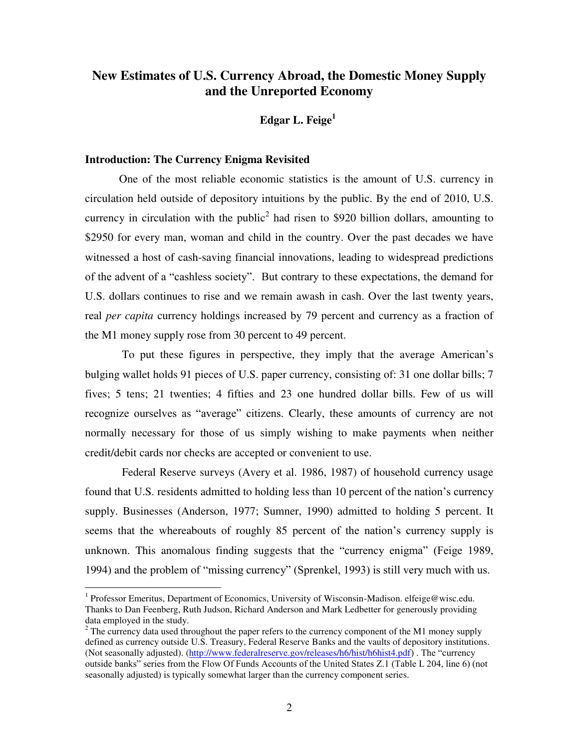# New Estimates of U.S. Currency Abroad, the Domestic Money Supply and the Unreported Economy

**Edgar L. Feige[1]**

### Introduction: The Currency Enigma Revisited

One of the most reliable economic statistics is the amount of U.S. currency in circulation held outside of depository intuitions by the public. By the end of 2010, U.S. currency in circulation with the public[2] had risen to $920 billion dollars, amounting to $2950 for every man, woman and child in the country. Over the past decades we have witnessed a host of cash-saving financial innovations, leading to widespread predictions of the advent of a "cashless society". But contrary to these expectations, the demand for U.S. dollars continues to rise and we remain awash in cash. Over the last twenty years, real *per capita* currency holdings increased by 79 percent and currency as a fraction of the M1 money supply rose from 30 percent to 49 percent.

To put these figures in perspective, they imply that the average American's bulging wallet holds 91 pieces of U.S. paper currency, consisting of: 31 one dollar bills; 7 fives; 5 tens; 21 twenties; 4 fifties and 23 one hundred dollar bills. Few of us will recognize ourselves as "average" citizens. Clearly, these amounts of currency are not normally necessary for those of us simply wishing to make payments when neither credit/debit cards nor checks are accepted or convenient to use.

Federal Reserve surveys (Avery et al. 1986, 1987) of household currency usage found that U.S. residents admitted to holding less than 10 percent of the nation's currency supply. Businesses (Anderson, 1977; Sumner, 1990) admitted to holding 5 percent. It seems that the whereabouts of roughly 85 percent of the nation's currency supply is unknown. This anomalous finding suggests that the "currency enigma" (Feige 1989, 1994) and the problem of "missing currency" (Sprenkel, 1993) is still very much with us.

---

[1] Professor Emeritus, Department of Economics, University of Wisconsin-Madison. elfeige@wisc.edu. Thanks to Dan Feenberg, Ruth Judson, Richard Anderson and Mark Ledbetter for generously providing data employed in the study.

[2] The currency data used throughout the paper refers to the currency component of the M1 money supply defined as currency outside U.S. Treasury, Federal Reserve Banks and the vaults of depository institutions. (Not seasonally adjusted). (http://www.federalreserve.gov/releases/h6/hist/h6hist4.pdf) . The "currency outside banks" series from the Flow Of Funds Accounts of the United States Z.1 (Table L 204, line 6) (not seasonally adjusted) is typically somewhat larger than the currency component series.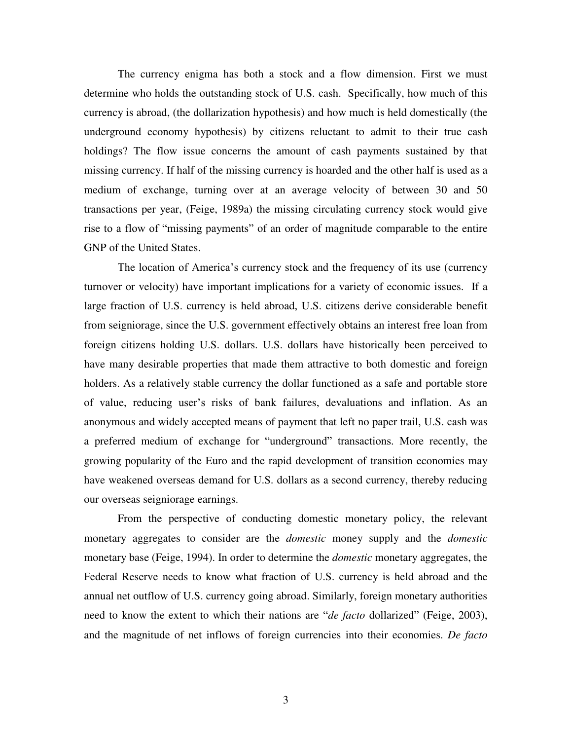The currency enigma has both a stock and a flow dimension. First we must determine who holds the outstanding stock of U.S. cash. Specifically, how much of this currency is abroad, (the dollarization hypothesis) and how much is held domestically (the underground economy hypothesis) by citizens reluctant to admit to their true cash holdings? The flow issue concerns the amount of cash payments sustained by that missing currency. If half of the missing currency is hoarded and the other half is used as a medium of exchange, turning over at an average velocity of between 30 and 50 transactions per year, (Feige, 1989a) the missing circulating currency stock would give rise to a flow of "missing payments" of an order of magnitude comparable to the entire GNP of the United States.

The location of America's currency stock and the frequency of its use (currency turnover or velocity) have important implications for a variety of economic issues. If a large fraction of U.S. currency is held abroad, U.S. citizens derive considerable benefit from seigniorage, since the U.S. government effectively obtains an interest free loan from foreign citizens holding U.S. dollars. U.S. dollars have historically been perceived to have many desirable properties that made them attractive to both domestic and foreign holders. As a relatively stable currency the dollar functioned as a safe and portable store of value, reducing user's risks of bank failures, devaluations and inflation. As an anonymous and widely accepted means of payment that left no paper trail, U.S. cash was a preferred medium of exchange for "underground" transactions. More recently, the growing popularity of the Euro and the rapid development of transition economies may have weakened overseas demand for U.S. dollars as a second currency, thereby reducing our overseas seigniorage earnings.

From the perspective of conducting domestic monetary policy, the relevant monetary aggregates to consider are the *domestic* money supply and the *domestic* monetary base (Feige, 1994). In order to determine the *domestic* monetary aggregates, the Federal Reserve needs to know what fraction of U.S. currency is held abroad and the annual net outflow of U.S. currency going abroad. Similarly, foreign monetary authorities need to know the extent to which their nations are "*de facto* dollarized" (Feige, 2003), and the magnitude of net inflows of foreign currencies into their economies. *De facto*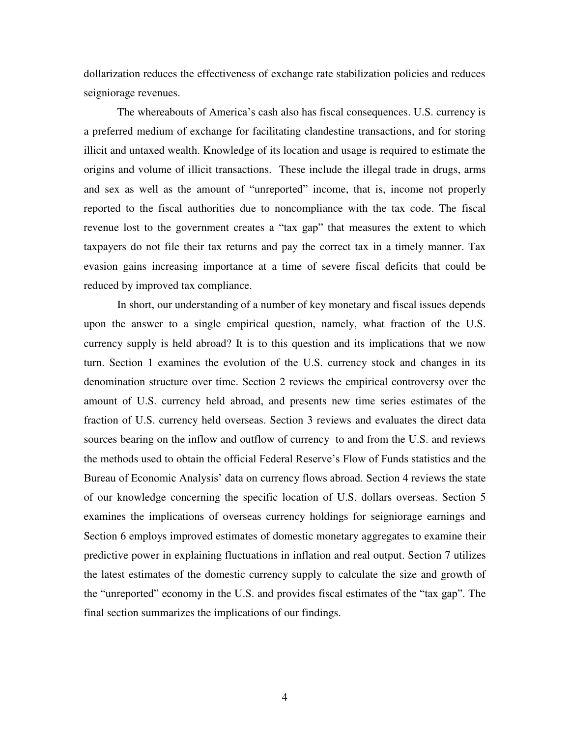dollarization reduces the effectiveness of exchange rate stabilization policies and reduces seigniorage revenues.

The whereabouts of America's cash also has fiscal consequences. U.S. currency is a preferred medium of exchange for facilitating clandestine transactions, and for storing illicit and untaxed wealth. Knowledge of its location and usage is required to estimate the origins and volume of illicit transactions. These include the illegal trade in drugs, arms and sex as well as the amount of "unreported" income, that is, income not properly reported to the fiscal authorities due to noncompliance with the tax code. The fiscal revenue lost to the government creates a "tax gap" that measures the extent to which taxpayers do not file their tax returns and pay the correct tax in a timely manner. Tax evasion gains increasing importance at a time of severe fiscal deficits that could be reduced by improved tax compliance.

In short, our understanding of a number of key monetary and fiscal issues depends upon the answer to a single empirical question, namely, what fraction of the U.S. currency supply is held abroad? It is to this question and its implications that we now turn. Section 1 examines the evolution of the U.S. currency stock and changes in its denomination structure over time. Section 2 reviews the empirical controversy over the amount of U.S. currency held abroad, and presents new time series estimates of the fraction of U.S. currency held overseas. Section 3 reviews and evaluates the direct data sources bearing on the inflow and outflow of currency to and from the U.S. and reviews the methods used to obtain the official Federal Reserve's Flow of Funds statistics and the Bureau of Economic Analysis' data on currency flows abroad. Section 4 reviews the state of our knowledge concerning the specific location of U.S. dollars overseas. Section 5 examines the implications of overseas currency holdings for seigniorage earnings and Section 6 employs improved estimates of domestic monetary aggregates to examine their predictive power in explaining fluctuations in inflation and real output. Section 7 utilizes the latest estimates of the domestic currency supply to calculate the size and growth of the "unreported" economy in the U.S. and provides fiscal estimates of the "tax gap". The final section summarizes the implications of our findings.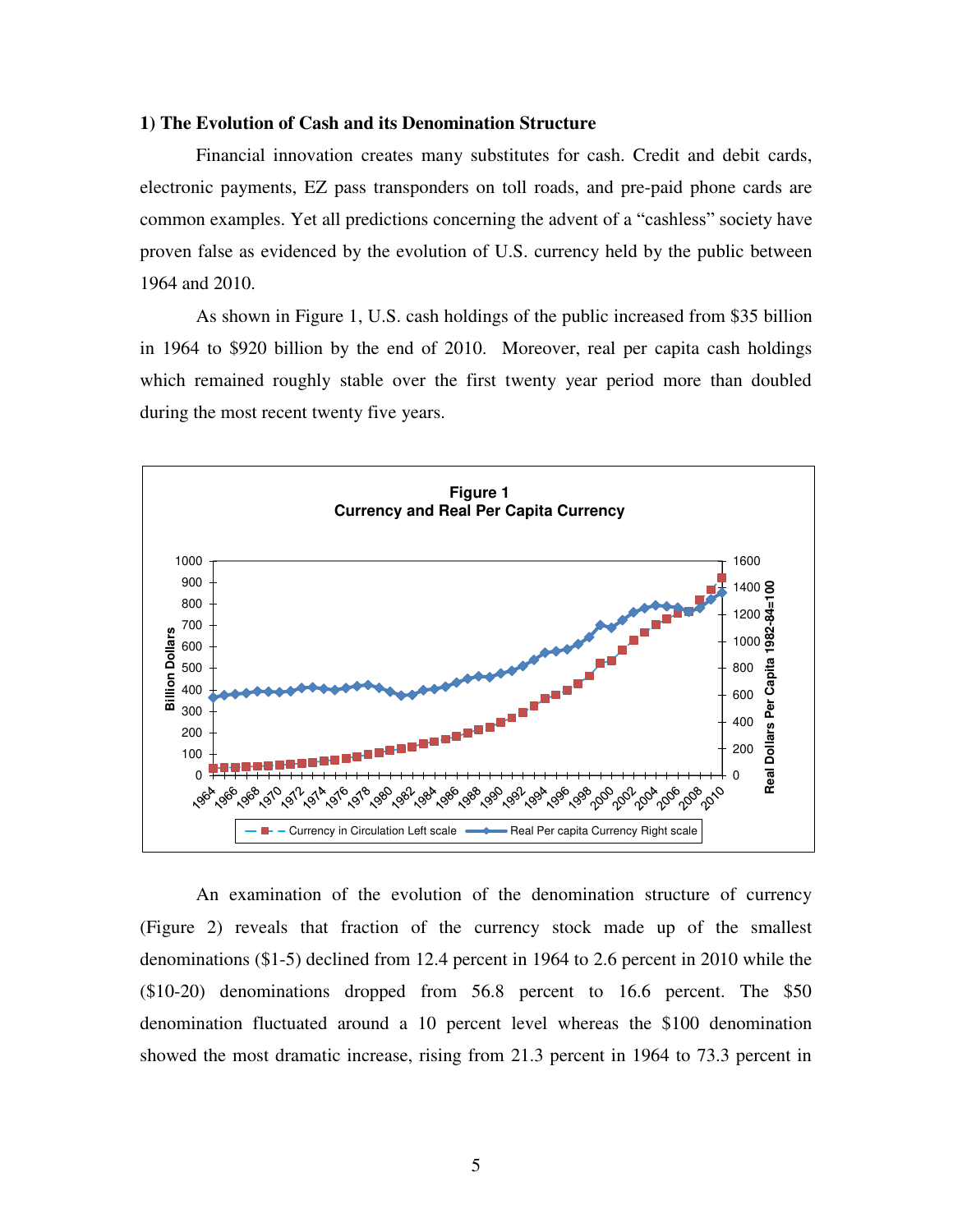### 1) The Evolution of Cash and its Denomination Structure

Financial innovation creates many substitutes for cash. Credit and debit cards, electronic payments, EZ pass transponders on toll roads, and pre-paid phone cards are common examples. Yet all predictions concerning the advent of a "cashless" society have proven false as evidenced by the evolution of U.S. currency held by the public between 1964 and 2010.

As shown in Figure 1, U.S. cash holdings of the public increased from $35 billion in 1964 to $920 billion by the end of 2010. Moreover, real per capita cash holdings which remained roughly stable over the first twenty year period more than doubled during the most recent twenty five years.

**Figure 1**
**Currency and Real Per Capita Currency**

An examination of the evolution of the denomination structure of currency (Figure 2) reveals that fraction of the currency stock made up of the smallest denominations ($1-5) declined from 12.4 percent in 1964 to 2.6 percent in 2010 while the ($10-20) denominations dropped from 56.8 percent to 16.6 percent. The $50 denomination fluctuated around a 10 percent level whereas the $100 denomination showed the most dramatic increase, rising from 21.3 percent in 1964 to 73.3 percent in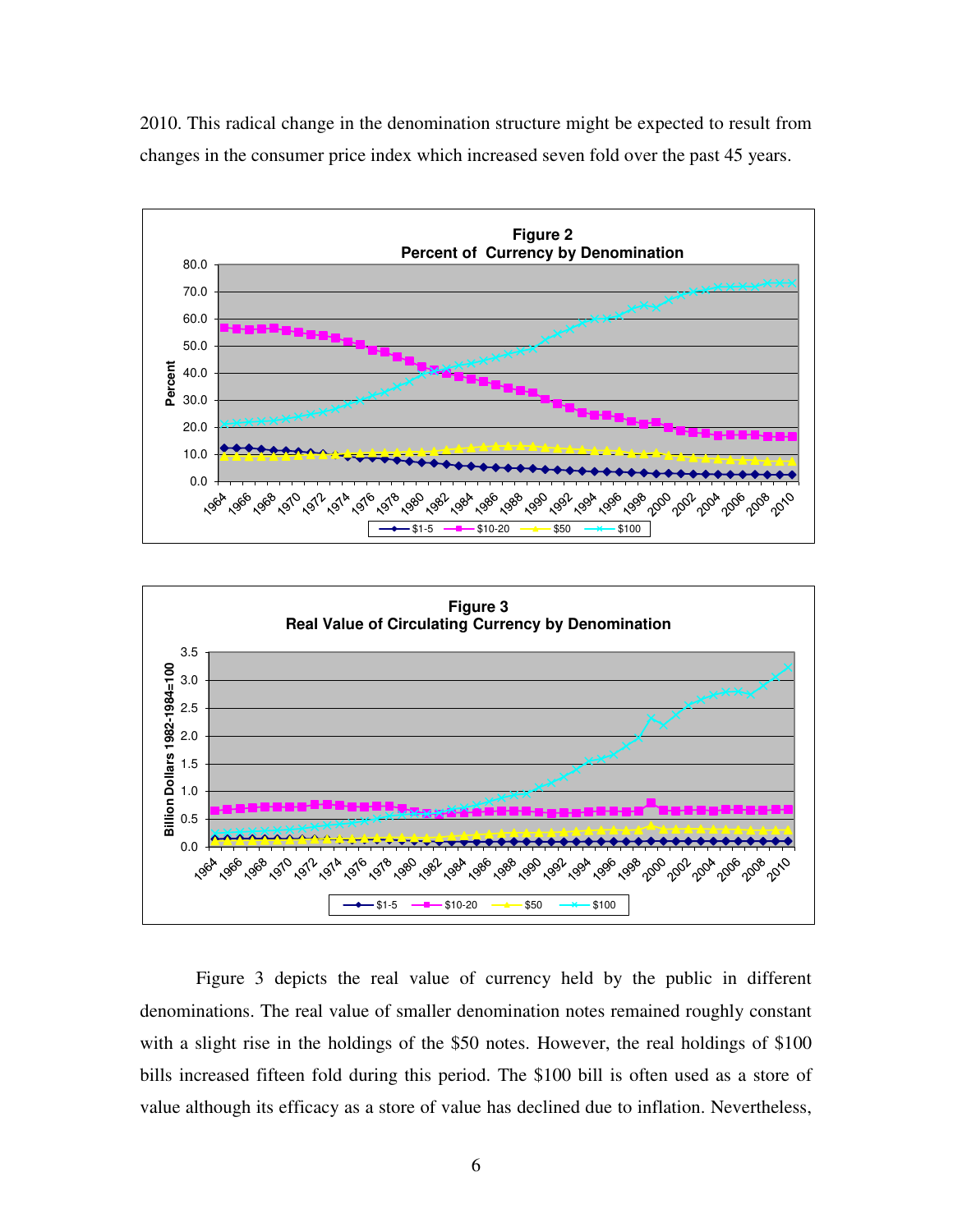2010. This radical change in the denomination structure might be expected to result from changes in the consumer price index which increased seven fold over the past 45 years.

**Figure 2**
**Percent of Currency by Denomination**

**Figure 3**
**Real Value of Circulating Currency by Denomination**

Figure 3 depicts the real value of currency held by the public in different denominations. The real value of smaller denomination notes remained roughly constant with a slight rise in the holdings of the $50 notes. However, the real holdings of $100 bills increased fifteen fold during this period. The $100 bill is often used as a store of value although its efficacy as a store of value has declined due to inflation. Nevertheless,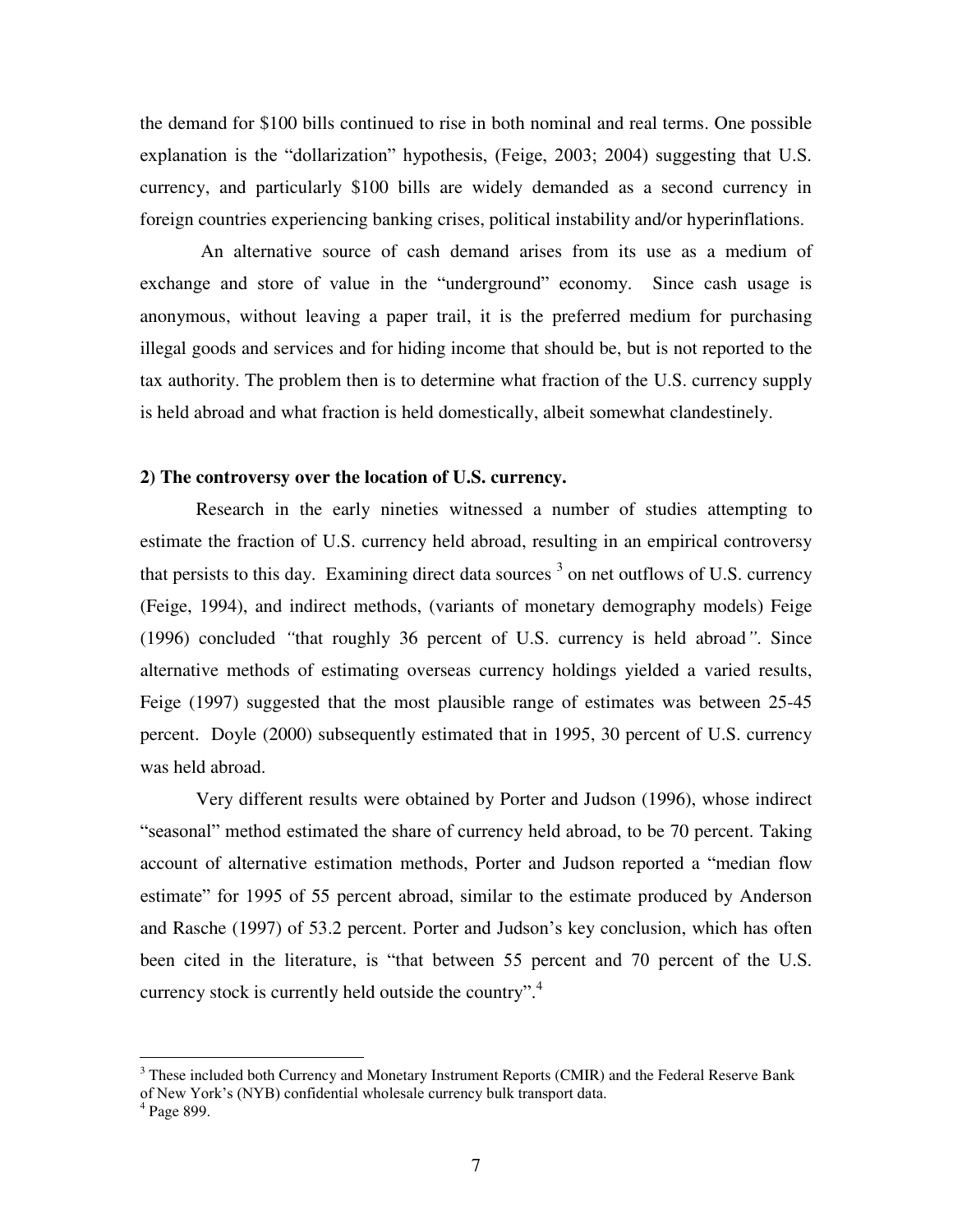the demand for $100 bills continued to rise in both nominal and real terms. One possible explanation is the "dollarization" hypothesis, (Feige, 2003; 2004) suggesting that U.S. currency, and particularly $100 bills are widely demanded as a second currency in foreign countries experiencing banking crises, political instability and/or hyperinflations.

An alternative source of cash demand arises from its use as a medium of exchange and store of value in the "underground" economy. Since cash usage is anonymous, without leaving a paper trail, it is the preferred medium for purchasing illegal goods and services and for hiding income that should be, but is not reported to the tax authority. The problem then is to determine what fraction of the U.S. currency supply is held abroad and what fraction is held domestically, albeit somewhat clandestinely.

**2) The controversy over the location of U.S. currency.**

Research in the early nineties witnessed a number of studies attempting to estimate the fraction of U.S. currency held abroad, resulting in an empirical controversy that persists to this day. Examining direct data sources [3] on net outflows of U.S. currency (Feige, 1994), and indirect methods, (variants of monetary demography models) Feige (1996) concluded *"*that roughly 36 percent of U.S. currency is held abroad*"*. Since alternative methods of estimating overseas currency holdings yielded a varied results, Feige (1997) suggested that the most plausible range of estimates was between 25-45 percent. Doyle (2000) subsequently estimated that in 1995, 30 percent of U.S. currency was held abroad.

Very different results were obtained by Porter and Judson (1996), whose indirect "seasonal" method estimated the share of currency held abroad, to be 70 percent. Taking account of alternative estimation methods, Porter and Judson reported a "median flow estimate" for 1995 of 55 percent abroad, similar to the estimate produced by Anderson and Rasche (1997) of 53.2 percent. Porter and Judson's key conclusion, which has often been cited in the literature, is "that between 55 percent and 70 percent of the U.S. currency stock is currently held outside the country".[4]

---

[3] These included both Currency and Monetary Instrument Reports (CMIR) and the Federal Reserve Bank of New York's (NYB) confidential wholesale currency bulk transport data.

[4] Page 899.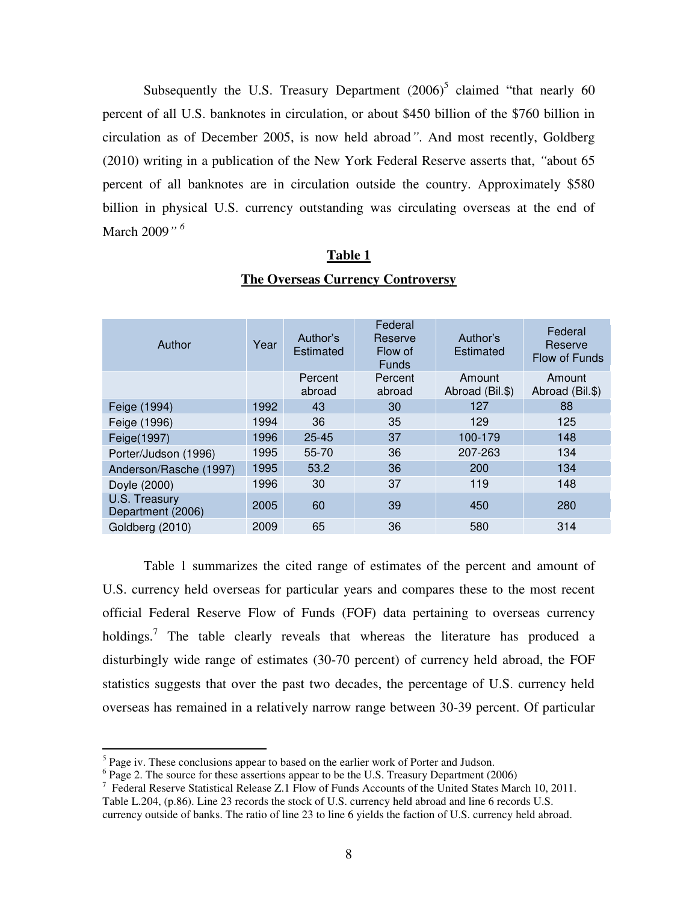Subsequently the U.S. Treasury Department (2006)[5] claimed "that nearly 60 percent of all U.S. banknotes in circulation, or about \$450 billion of the \$760 billion in circulation as of December 2005, is now held abroad*"*. And most recently, Goldberg (2010) writing in a publication of the New York Federal Reserve asserts that, *"*about 65 percent of all banknotes are in circulation outside the country. Approximately \$580 billion in physical U.S. currency outstanding was circulating overseas at the end of March 2009*"* [6]

**Table 1**

**The Overseas Currency Controversy**

| Author | Year | Author's Estimated | Federal Reserve Flow of Funds | Author's Estimated | Federal Reserve Flow of Funds |
|---|---|---|---|---|---|
| | | Percent abroad | Percent abroad | Amount Abroad (Bil.\$) | Amount Abroad (Bil.\$) |
| Feige (1994) | 1992 | 43 | 30 | 127 | 88 |
| Feige (1996) | 1994 | 36 | 35 | 129 | 125 |
| Feige(1997) | 1996 | 25-45 | 37 | 100-179 | 148 |
| Porter/Judson (1996) | 1995 | 55-70 | 36 | 207-263 | 134 |
| Anderson/Rasche (1997) | 1995 | 53.2 | 36 | 200 | 134 |
| Doyle (2000) | 1996 | 30 | 37 | 119 | 148 |
| U.S. Treasury Department (2006) | 2005 | 60 | 39 | 450 | 280 |
| Goldberg (2010) | 2009 | 65 | 36 | 580 | 314 |

Table 1 summarizes the cited range of estimates of the percent and amount of U.S. currency held overseas for particular years and compares these to the most recent official Federal Reserve Flow of Funds (FOF) data pertaining to overseas currency holdings.[7] The table clearly reveals that whereas the literature has produced a disturbingly wide range of estimates (30-70 percent) of currency held abroad, the FOF statistics suggests that over the past two decades, the percentage of U.S. currency held overseas has remained in a relatively narrow range between 30-39 percent. Of particular

---

[5] Page iv. These conclusions appear to based on the earlier work of Porter and Judson.

[6] Page 2. The source for these assertions appear to be the U.S. Treasury Department (2006)

[7] Federal Reserve Statistical Release Z.1 Flow of Funds Accounts of the United States March 10, 2011. Table L.204, (p.86). Line 23 records the stock of U.S. currency held abroad and line 6 records U.S. currency outside of banks. The ratio of line 23 to line 6 yields the faction of U.S. currency held abroad.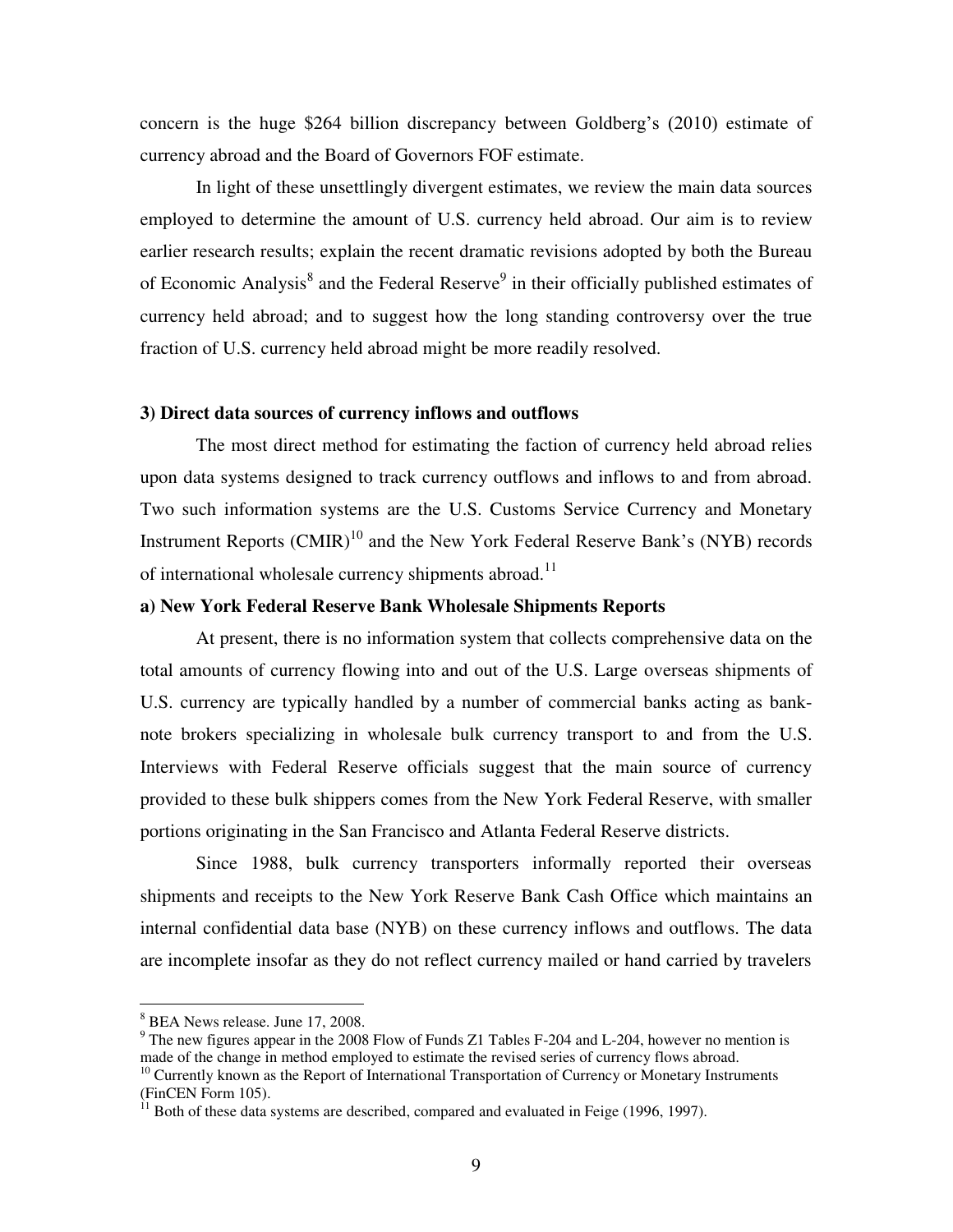concern is the huge $264 billion discrepancy between Goldberg's (2010) estimate of currency abroad and the Board of Governors FOF estimate.

In light of these unsettlingly divergent estimates, we review the main data sources employed to determine the amount of U.S. currency held abroad. Our aim is to review earlier research results; explain the recent dramatic revisions adopted by both the Bureau of Economic Analysis[8] and the Federal Reserve[9] in their officially published estimates of currency held abroad; and to suggest how the long standing controversy over the true fraction of U.S. currency held abroad might be more readily resolved.

### 3) Direct data sources of currency inflows and outflows

The most direct method for estimating the faction of currency held abroad relies upon data systems designed to track currency outflows and inflows to and from abroad. Two such information systems are the U.S. Customs Service Currency and Monetary Instrument Reports (CMIR)[10] and the New York Federal Reserve Bank's (NYB) records of international wholesale currency shipments abroad.[11]

#### a) New York Federal Reserve Bank Wholesale Shipments Reports

At present, there is no information system that collects comprehensive data on the total amounts of currency flowing into and out of the U.S. Large overseas shipments of U.S. currency are typically handled by a number of commercial banks acting as bank-note brokers specializing in wholesale bulk currency transport to and from the U.S. Interviews with Federal Reserve officials suggest that the main source of currency provided to these bulk shippers comes from the New York Federal Reserve, with smaller portions originating in the San Francisco and Atlanta Federal Reserve districts.

Since 1988, bulk currency transporters informally reported their overseas shipments and receipts to the New York Reserve Bank Cash Office which maintains an internal confidential data base (NYB) on these currency inflows and outflows. The data are incomplete insofar as they do not reflect currency mailed or hand carried by travelers

---

[8] BEA News release. June 17, 2008.

[9] The new figures appear in the 2008 Flow of Funds Z1 Tables F-204 and L-204, however no mention is made of the change in method employed to estimate the revised series of currency flows abroad.

[10] Currently known as the Report of International Transportation of Currency or Monetary Instruments (FinCEN Form 105).

[11] Both of these data systems are described, compared and evaluated in Feige (1996, 1997).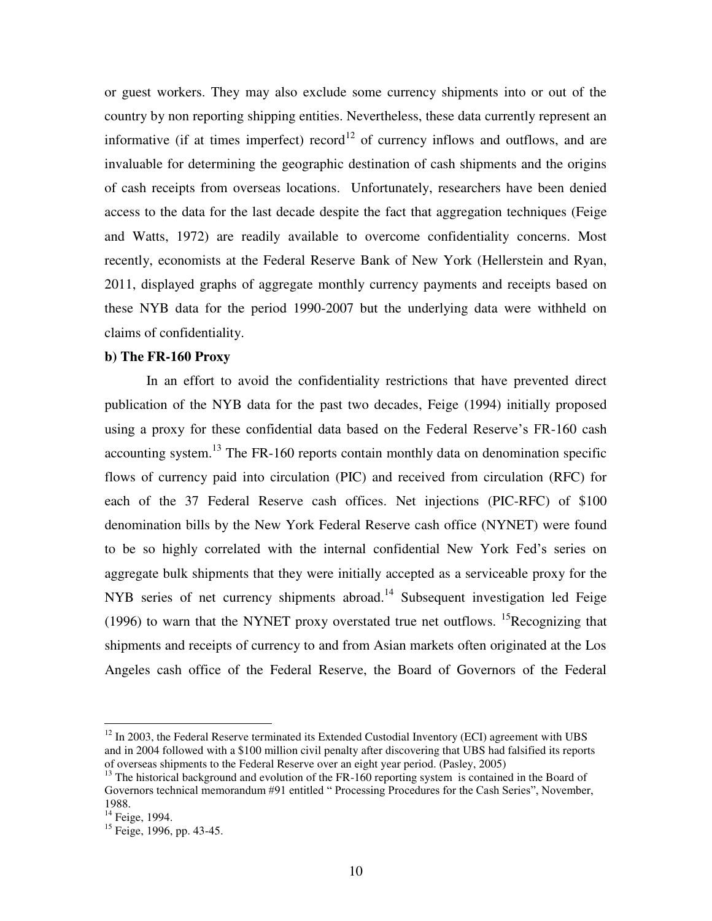or guest workers. They may also exclude some currency shipments into or out of the country by non reporting shipping entities. Nevertheless, these data currently represent an informative (if at times imperfect) record[12] of currency inflows and outflows, and are invaluable for determining the geographic destination of cash shipments and the origins of cash receipts from overseas locations. Unfortunately, researchers have been denied access to the data for the last decade despite the fact that aggregation techniques (Feige and Watts, 1972) are readily available to overcome confidentiality concerns. Most recently, economists at the Federal Reserve Bank of New York (Hellerstein and Ryan, 2011, displayed graphs of aggregate monthly currency payments and receipts based on these NYB data for the period 1990-2007 but the underlying data were withheld on claims of confidentiality.

**b) The FR-160 Proxy**

In an effort to avoid the confidentiality restrictions that have prevented direct publication of the NYB data for the past two decades, Feige (1994) initially proposed using a proxy for these confidential data based on the Federal Reserve's FR-160 cash accounting system.[13] The FR-160 reports contain monthly data on denomination specific flows of currency paid into circulation (PIC) and received from circulation (RFC) for each of the 37 Federal Reserve cash offices. Net injections (PIC-RFC) of $100 denomination bills by the New York Federal Reserve cash office (NYNET) were found to be so highly correlated with the internal confidential New York Fed's series on aggregate bulk shipments that they were initially accepted as a serviceable proxy for the NYB series of net currency shipments abroad.[14] Subsequent investigation led Feige (1996) to warn that the NYNET proxy overstated true net outflows. [15]Recognizing that shipments and receipts of currency to and from Asian markets often originated at the Los Angeles cash office of the Federal Reserve, the Board of Governors of the Federal

---

[12] In 2003, the Federal Reserve terminated its Extended Custodial Inventory (ECI) agreement with UBS and in 2004 followed with a $100 million civil penalty after discovering that UBS had falsified its reports of overseas shipments to the Federal Reserve over an eight year period. (Pasley, 2005)

[13] The historical background and evolution of the FR-160 reporting system is contained in the Board of Governors technical memorandum #91 entitled " Processing Procedures for the Cash Series", November, 1988.

[14] Feige, 1994.

[15] Feige, 1996, pp. 43-45.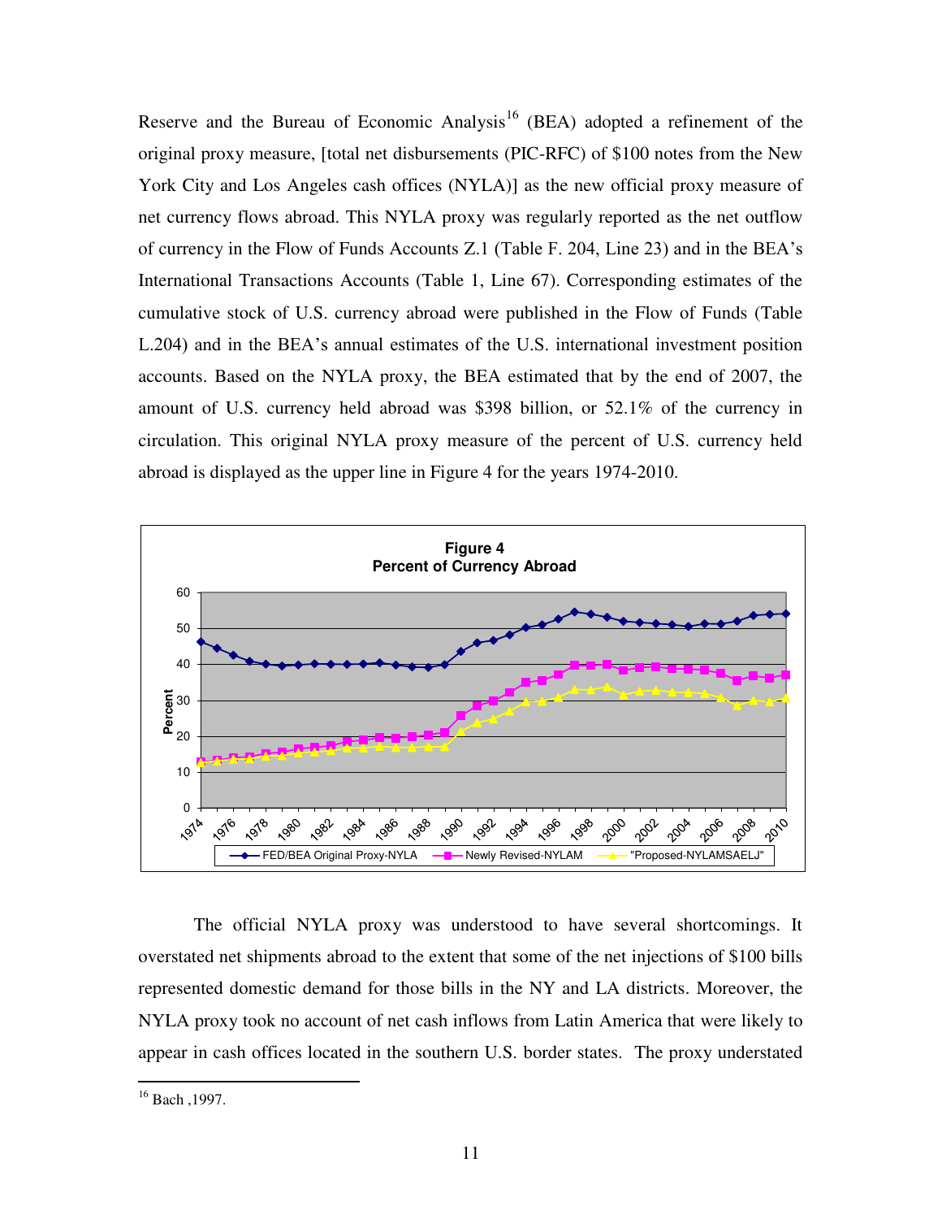Reserve and the Bureau of Economic Analysis[16] (BEA) adopted a refinement of the original proxy measure, [total net disbursements (PIC-RFC) of $100 notes from the New York City and Los Angeles cash offices (NYLA)] as the new official proxy measure of net currency flows abroad. This NYLA proxy was regularly reported as the net outflow of currency in the Flow of Funds Accounts Z.1 (Table F. 204, Line 23) and in the BEA's International Transactions Accounts (Table 1, Line 67). Corresponding estimates of the cumulative stock of U.S. currency abroad were published in the Flow of Funds (Table L.204) and in the BEA's annual estimates of the U.S. international investment position accounts. Based on the NYLA proxy, the BEA estimated that by the end of 2007, the amount of U.S. currency held abroad was $398 billion, or 52.1% of the currency in circulation. This original NYLA proxy measure of the percent of U.S. currency held abroad is displayed as the upper line in Figure 4 for the years 1974-2010.

**Figure 4**
**Percent of Currency Abroad**

The official NYLA proxy was understood to have several shortcomings. It overstated net shipments abroad to the extent that some of the net injections of $100 bills represented domestic demand for those bills in the NY and LA districts. Moreover, the NYLA proxy took no account of net cash inflows from Latin America that were likely to appear in cash offices located in the southern U.S. border states. The proxy understated

---

[16] Bach ,1997.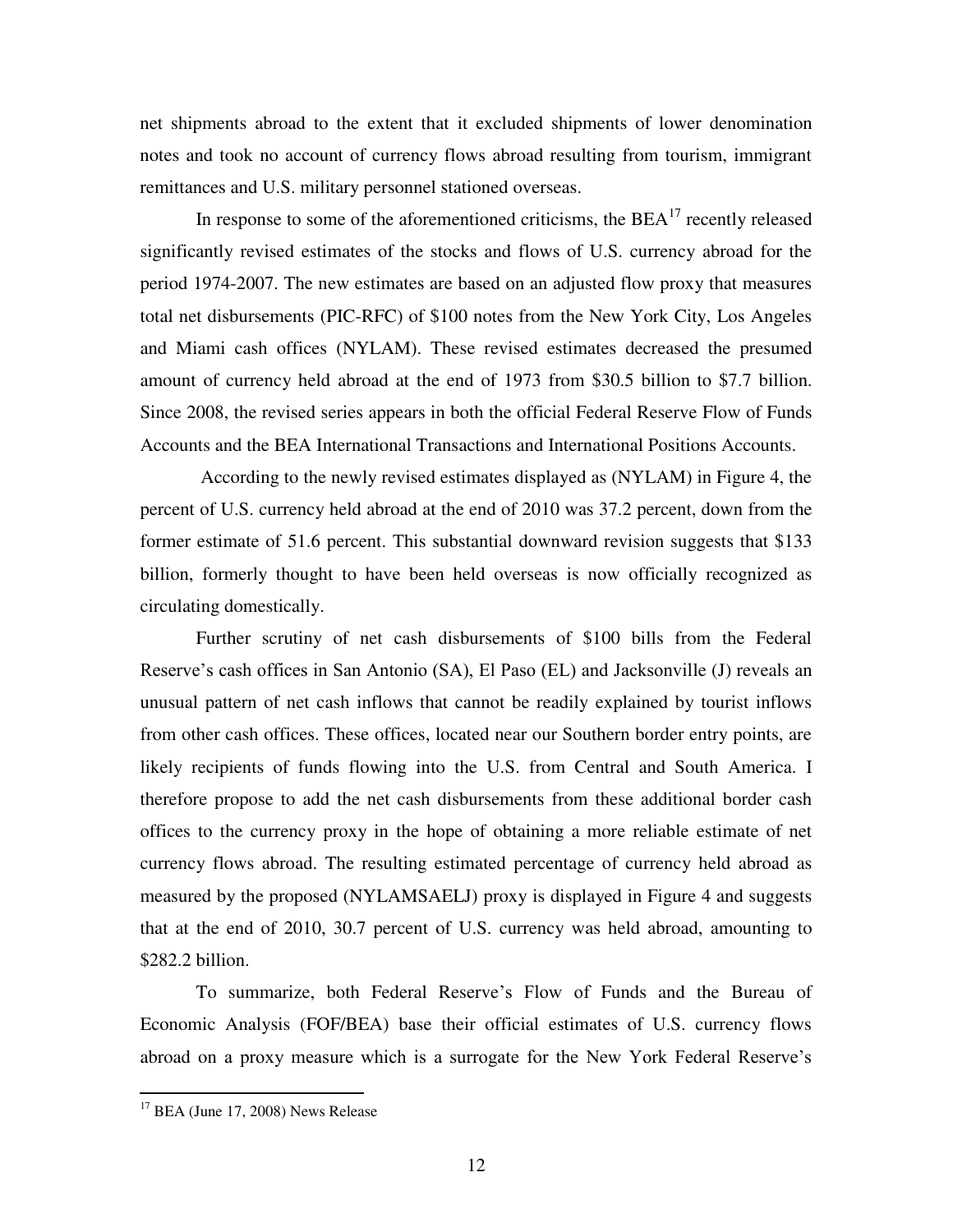net shipments abroad to the extent that it excluded shipments of lower denomination notes and took no account of currency flows abroad resulting from tourism, immigrant remittances and U.S. military personnel stationed overseas.

In response to some of the aforementioned criticisms, the BEA[17] recently released significantly revised estimates of the stocks and flows of U.S. currency abroad for the period 1974-2007. The new estimates are based on an adjusted flow proxy that measures total net disbursements (PIC-RFC) of $100 notes from the New York City, Los Angeles and Miami cash offices (NYLAM). These revised estimates decreased the presumed amount of currency held abroad at the end of 1973 from $30.5 billion to $7.7 billion. Since 2008, the revised series appears in both the official Federal Reserve Flow of Funds Accounts and the BEA International Transactions and International Positions Accounts.

According to the newly revised estimates displayed as (NYLAM) in Figure 4, the percent of U.S. currency held abroad at the end of 2010 was 37.2 percent, down from the former estimate of 51.6 percent. This substantial downward revision suggests that $133 billion, formerly thought to have been held overseas is now officially recognized as circulating domestically.

Further scrutiny of net cash disbursements of $100 bills from the Federal Reserve's cash offices in San Antonio (SA), El Paso (EL) and Jacksonville (J) reveals an unusual pattern of net cash inflows that cannot be readily explained by tourist inflows from other cash offices. These offices, located near our Southern border entry points, are likely recipients of funds flowing into the U.S. from Central and South America. I therefore propose to add the net cash disbursements from these additional border cash offices to the currency proxy in the hope of obtaining a more reliable estimate of net currency flows abroad. The resulting estimated percentage of currency held abroad as measured by the proposed (NYLAMSAELJ) proxy is displayed in Figure 4 and suggests that at the end of 2010, 30.7 percent of U.S. currency was held abroad, amounting to $282.2 billion.

To summarize, both Federal Reserve's Flow of Funds and the Bureau of Economic Analysis (FOF/BEA) base their official estimates of U.S. currency flows abroad on a proxy measure which is a surrogate for the New York Federal Reserve's

[17] BEA (June 17, 2008) News Release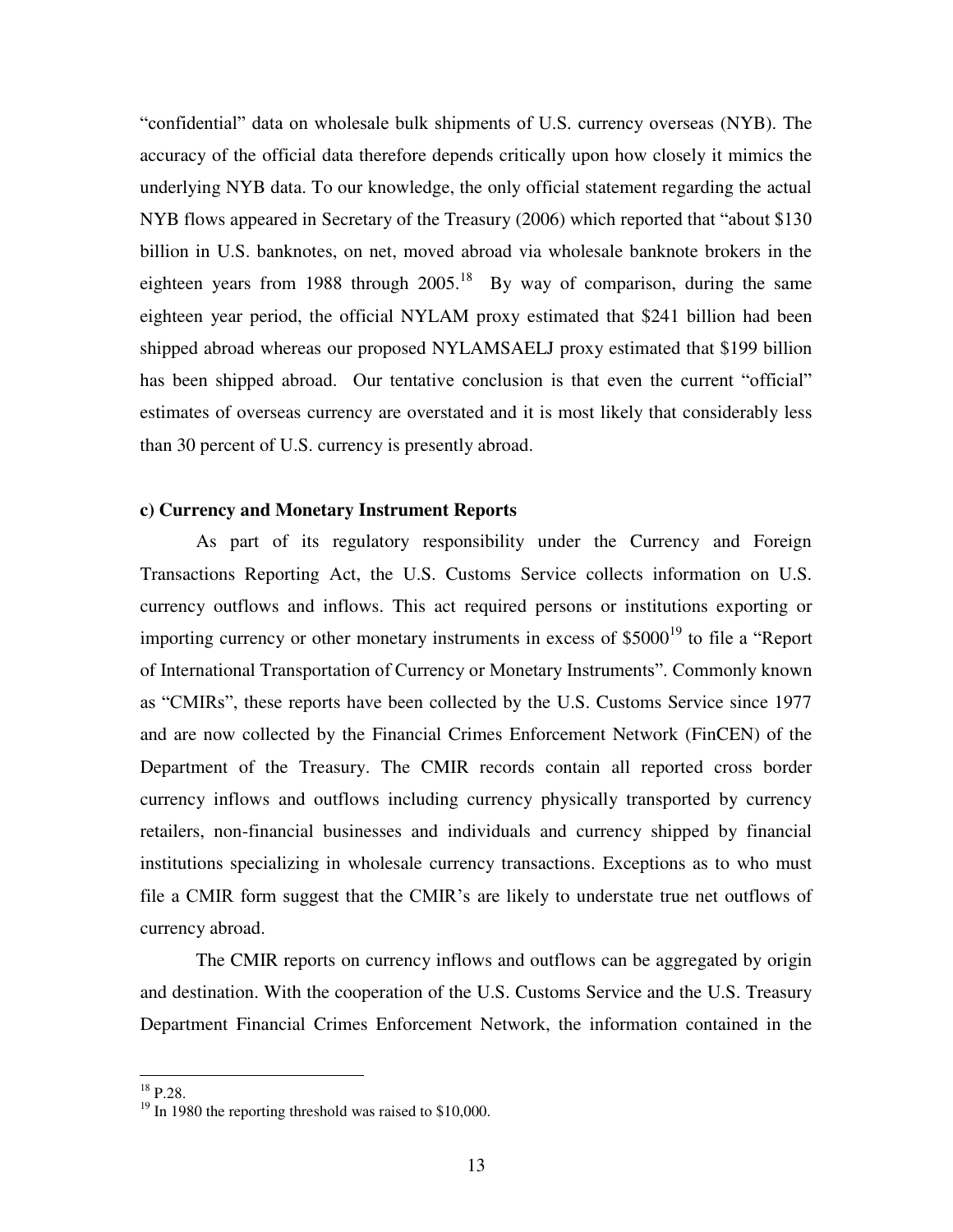"confidential" data on wholesale bulk shipments of U.S. currency overseas (NYB). The accuracy of the official data therefore depends critically upon how closely it mimics the underlying NYB data. To our knowledge, the only official statement regarding the actual NYB flows appeared in Secretary of the Treasury (2006) which reported that "about $130 billion in U.S. banknotes, on net, moved abroad via wholesale banknote brokers in the eighteen years from 1988 through 2005.[18] By way of comparison, during the same eighteen year period, the official NYLAM proxy estimated that $241 billion had been shipped abroad whereas our proposed NYLAMSAELJ proxy estimated that $199 billion has been shipped abroad. Our tentative conclusion is that even the current "official" estimates of overseas currency are overstated and it is most likely that considerably less than 30 percent of U.S. currency is presently abroad.

**c) Currency and Monetary Instrument Reports**

As part of its regulatory responsibility under the Currency and Foreign Transactions Reporting Act, the U.S. Customs Service collects information on U.S. currency outflows and inflows. This act required persons or institutions exporting or importing currency or other monetary instruments in excess of $5000[19] to file a "Report of International Transportation of Currency or Monetary Instruments". Commonly known as "CMIRs", these reports have been collected by the U.S. Customs Service since 1977 and are now collected by the Financial Crimes Enforcement Network (FinCEN) of the Department of the Treasury. The CMIR records contain all reported cross border currency inflows and outflows including currency physically transported by currency retailers, non-financial businesses and individuals and currency shipped by financial institutions specializing in wholesale currency transactions. Exceptions as to who must file a CMIR form suggest that the CMIR's are likely to understate true net outflows of currency abroad.

The CMIR reports on currency inflows and outflows can be aggregated by origin and destination. With the cooperation of the U.S. Customs Service and the U.S. Treasury Department Financial Crimes Enforcement Network, the information contained in the

[18] P.28.

[19] In 1980 the reporting threshold was raised to $10,000.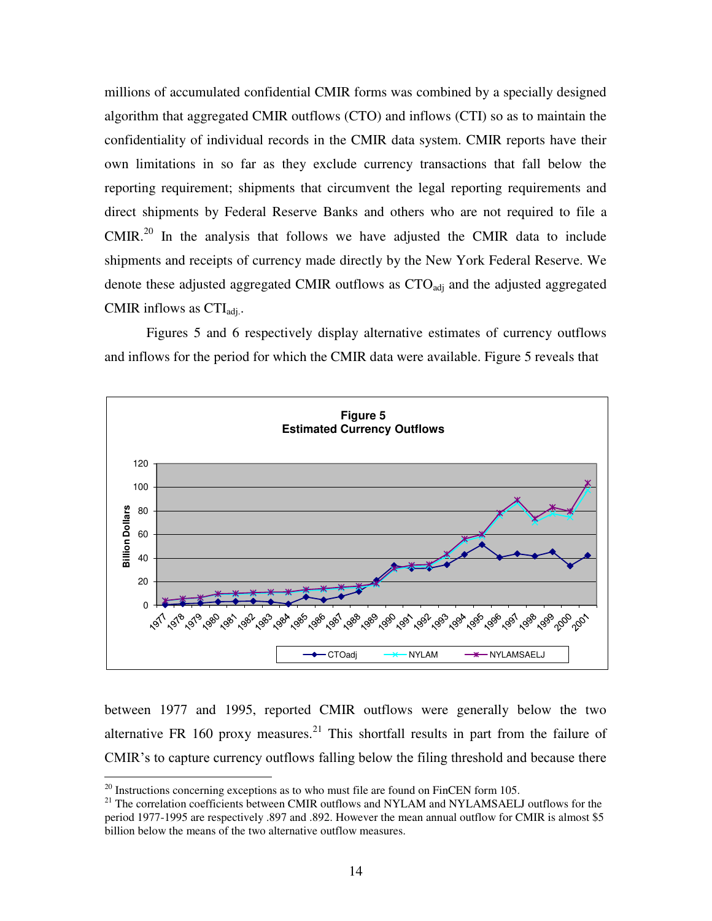millions of accumulated confidential CMIR forms was combined by a specially designed algorithm that aggregated CMIR outflows (CTO) and inflows (CTI) so as to maintain the confidentiality of individual records in the CMIR data system. CMIR reports have their own limitations in so far as they exclude currency transactions that fall below the reporting requirement; shipments that circumvent the legal reporting requirements and direct shipments by Federal Reserve Banks and others who are not required to file a CMIR.[20] In the analysis that follows we have adjusted the CMIR data to include shipments and receipts of currency made directly by the New York Federal Reserve. We denote these adjusted aggregated CMIR outflows as $CTO_{adj}$ and the adjusted aggregated CMIR inflows as $CTI_{adj}$..

Figures 5 and 6 respectively display alternative estimates of currency outflows and inflows for the period for which the CMIR data were available. Figure 5 reveals that

**Figure 5**
**Estimated Currency Outflows**

between 1977 and 1995, reported CMIR outflows were generally below the two alternative FR 160 proxy measures.[21] This shortfall results in part from the failure of CMIR's to capture currency outflows falling below the filing threshold and because there

---

[20] Instructions concerning exceptions as to who must file are found on FinCEN form 105.

[21] The correlation coefficients between CMIR outflows and NYLAM and NYLAMSAELJ outflows for the period 1977-1995 are respectively .897 and .892. However the mean annual outflow for CMIR is almost \$5 billion below the means of the two alternative outflow measures.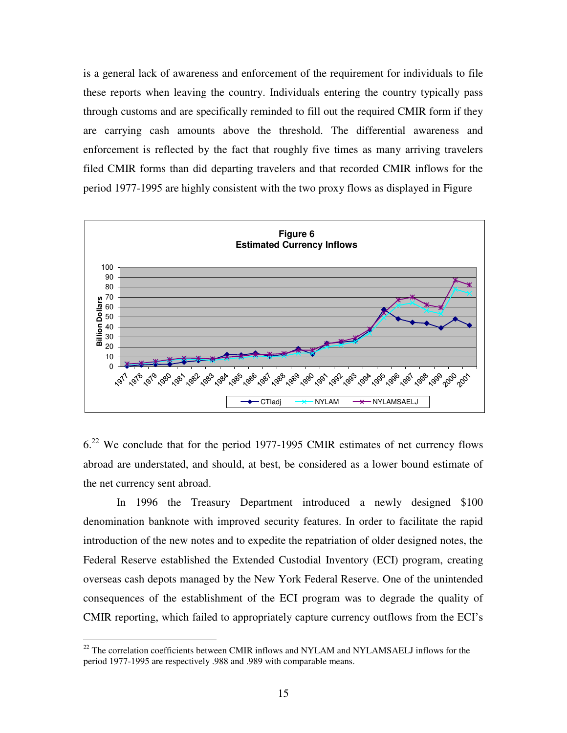is a general lack of awareness and enforcement of the requirement for individuals to file these reports when leaving the country. Individuals entering the country typically pass through customs and are specifically reminded to fill out the required CMIR form if they are carrying cash amounts above the threshold. The differential awareness and enforcement is reflected by the fact that roughly five times as many arriving travelers filed CMIR forms than did departing travelers and that recorded CMIR inflows for the period 1977-1995 are highly consistent with the two proxy flows as displayed in Figure

**Figure 6**
**Estimated Currency Inflows**

6.[22] We conclude that for the period 1977-1995 CMIR estimates of net currency flows abroad are understated, and should, at best, be considered as a lower bound estimate of the net currency sent abroad.

In 1996 the Treasury Department introduced a newly designed $100 denomination banknote with improved security features. In order to facilitate the rapid introduction of the new notes and to expedite the repatriation of older designed notes, the Federal Reserve established the Extended Custodial Inventory (ECI) program, creating overseas cash depots managed by the New York Federal Reserve. One of the unintended consequences of the establishment of the ECI program was to degrade the quality of CMIR reporting, which failed to appropriately capture currency outflows from the ECI's

[22] The correlation coefficients between CMIR inflows and NYLAM and NYLAMSAELJ inflows for the period 1977-1995 are respectively .988 and .989 with comparable means.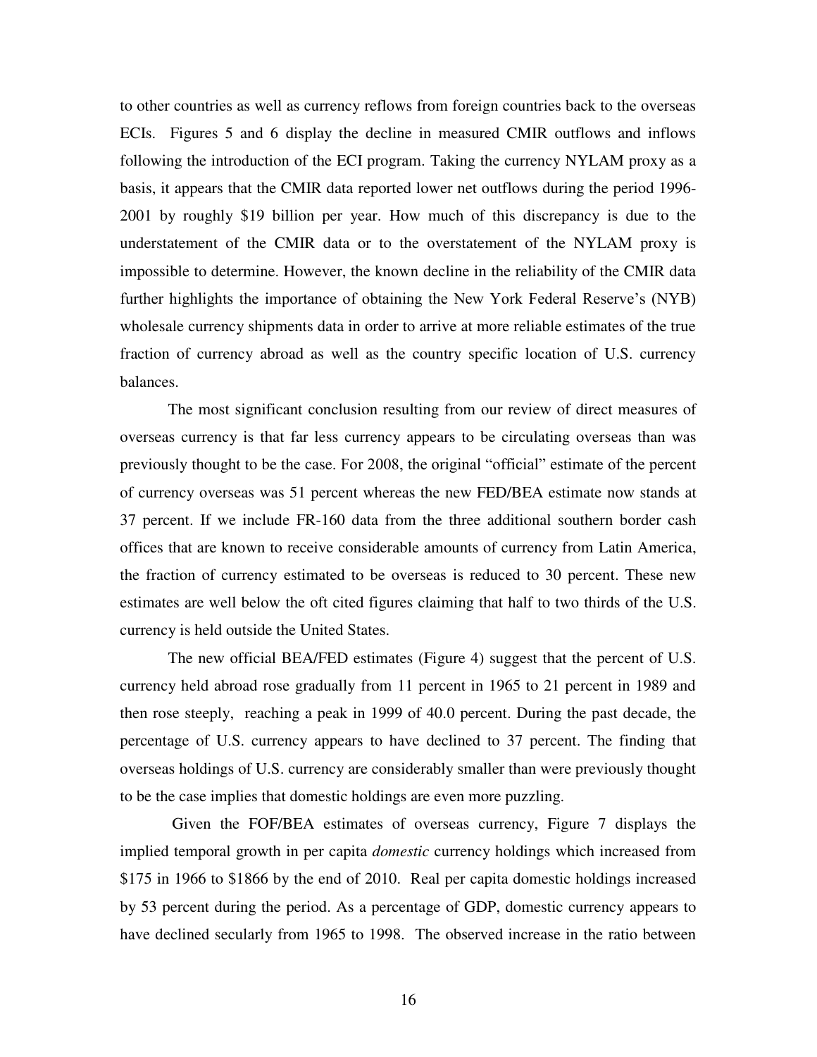to other countries as well as currency reflows from foreign countries back to the overseas ECIs. Figures 5 and 6 display the decline in measured CMIR outflows and inflows following the introduction of the ECI program. Taking the currency NYLAM proxy as a basis, it appears that the CMIR data reported lower net outflows during the period 1996-2001 by roughly $19 billion per year. How much of this discrepancy is due to the understatement of the CMIR data or to the overstatement of the NYLAM proxy is impossible to determine. However, the known decline in the reliability of the CMIR data further highlights the importance of obtaining the New York Federal Reserve's (NYB) wholesale currency shipments data in order to arrive at more reliable estimates of the true fraction of currency abroad as well as the country specific location of U.S. currency balances.

The most significant conclusion resulting from our review of direct measures of overseas currency is that far less currency appears to be circulating overseas than was previously thought to be the case. For 2008, the original "official" estimate of the percent of currency overseas was 51 percent whereas the new FED/BEA estimate now stands at 37 percent. If we include FR-160 data from the three additional southern border cash offices that are known to receive considerable amounts of currency from Latin America, the fraction of currency estimated to be overseas is reduced to 30 percent. These new estimates are well below the oft cited figures claiming that half to two thirds of the U.S. currency is held outside the United States.

The new official BEA/FED estimates (Figure 4) suggest that the percent of U.S. currency held abroad rose gradually from 11 percent in 1965 to 21 percent in 1989 and then rose steeply, reaching a peak in 1999 of 40.0 percent. During the past decade, the percentage of U.S. currency appears to have declined to 37 percent. The finding that overseas holdings of U.S. currency are considerably smaller than were previously thought to be the case implies that domestic holdings are even more puzzling.

Given the FOF/BEA estimates of overseas currency, Figure 7 displays the implied temporal growth in per capita *domestic* currency holdings which increased from $175 in 1966 to $1866 by the end of 2010. Real per capita domestic holdings increased by 53 percent during the period. As a percentage of GDP, domestic currency appears to have declined secularly from 1965 to 1998. The observed increase in the ratio between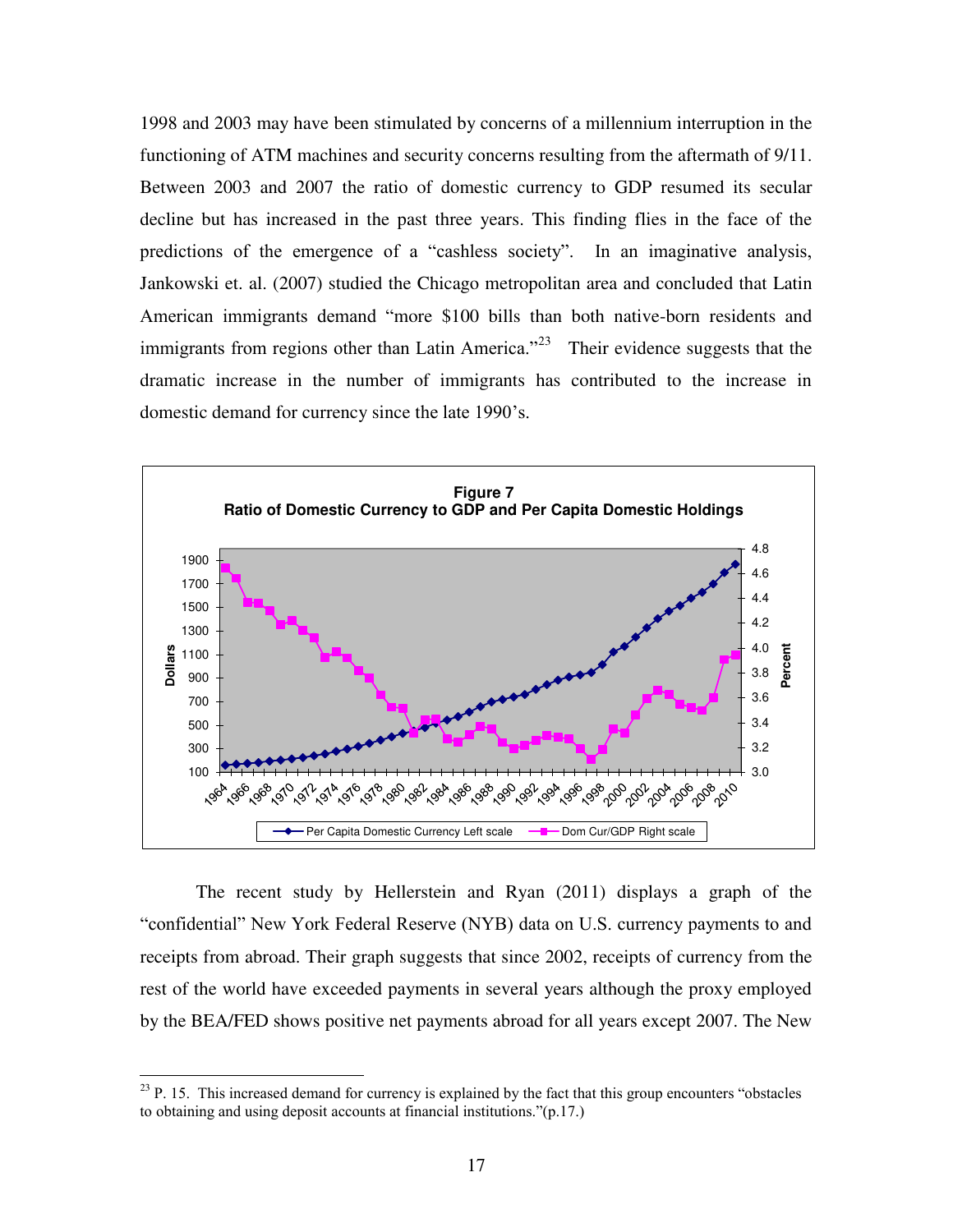1998 and 2003 may have been stimulated by concerns of a millennium interruption in the functioning of ATM machines and security concerns resulting from the aftermath of 9/11. Between 2003 and 2007 the ratio of domestic currency to GDP resumed its secular decline but has increased in the past three years. This finding flies in the face of the predictions of the emergence of a "cashless society". In an imaginative analysis, Jankowski et. al. (2007) studied the Chicago metropolitan area and concluded that Latin American immigrants demand "more \$100 bills than both native-born residents and immigrants from regions other than Latin America."[23] Their evidence suggests that the dramatic increase in the number of immigrants has contributed to the increase in domestic demand for currency since the late 1990's.

**Figure 7**
**Ratio of Domestic Currency to GDP and Per Capita Domestic Holdings**

The recent study by Hellerstein and Ryan (2011) displays a graph of the "confidential" New York Federal Reserve (NYB) data on U.S. currency payments to and receipts from abroad. Their graph suggests that since 2002, receipts of currency from the rest of the world have exceeded payments in several years although the proxy employed by the BEA/FED shows positive net payments abroad for all years except 2007. The New

[23] P. 15. This increased demand for currency is explained by the fact that this group encounters "obstacles to obtaining and using deposit accounts at financial institutions."(p.17.)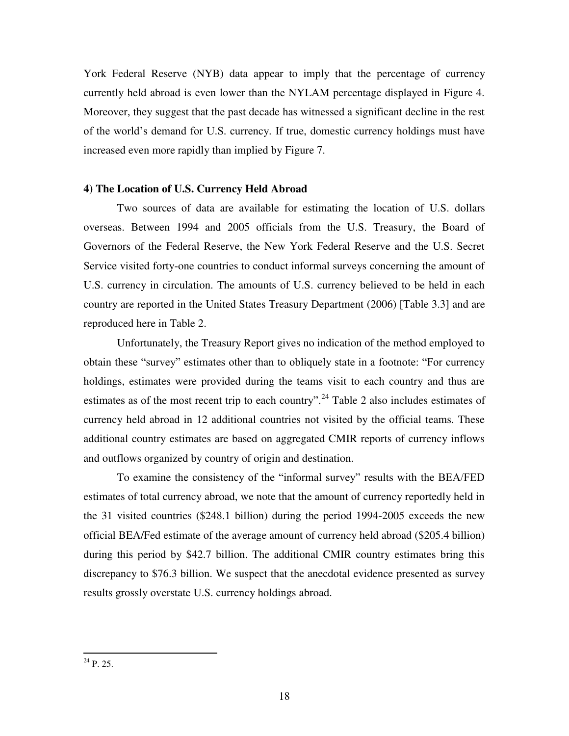York Federal Reserve (NYB) data appear to imply that the percentage of currency currently held abroad is even lower than the NYLAM percentage displayed in Figure 4. Moreover, they suggest that the past decade has witnessed a significant decline in the rest of the world's demand for U.S. currency. If true, domestic currency holdings must have increased even more rapidly than implied by Figure 7.

### 4) The Location of U.S. Currency Held Abroad

Two sources of data are available for estimating the location of U.S. dollars overseas. Between 1994 and 2005 officials from the U.S. Treasury, the Board of Governors of the Federal Reserve, the New York Federal Reserve and the U.S. Secret Service visited forty-one countries to conduct informal surveys concerning the amount of U.S. currency in circulation. The amounts of U.S. currency believed to be held in each country are reported in the United States Treasury Department (2006) [Table 3.3] and are reproduced here in Table 2.

Unfortunately, the Treasury Report gives no indication of the method employed to obtain these "survey" estimates other than to obliquely state in a footnote: "For currency holdings, estimates were provided during the teams visit to each country and thus are estimates as of the most recent trip to each country".[24] Table 2 also includes estimates of currency held abroad in 12 additional countries not visited by the official teams. These additional country estimates are based on aggregated CMIR reports of currency inflows and outflows organized by country of origin and destination.

To examine the consistency of the "informal survey" results with the BEA/FED estimates of total currency abroad, we note that the amount of currency reportedly held in the 31 visited countries ($248.1 billion) during the period 1994-2005 exceeds the new official BEA/Fed estimate of the average amount of currency held abroad ($205.4 billion) during this period by $42.7 billion. The additional CMIR country estimates bring this discrepancy to $76.3 billion. We suspect that the anecdotal evidence presented as survey results grossly overstate U.S. currency holdings abroad.

[24] P. 25.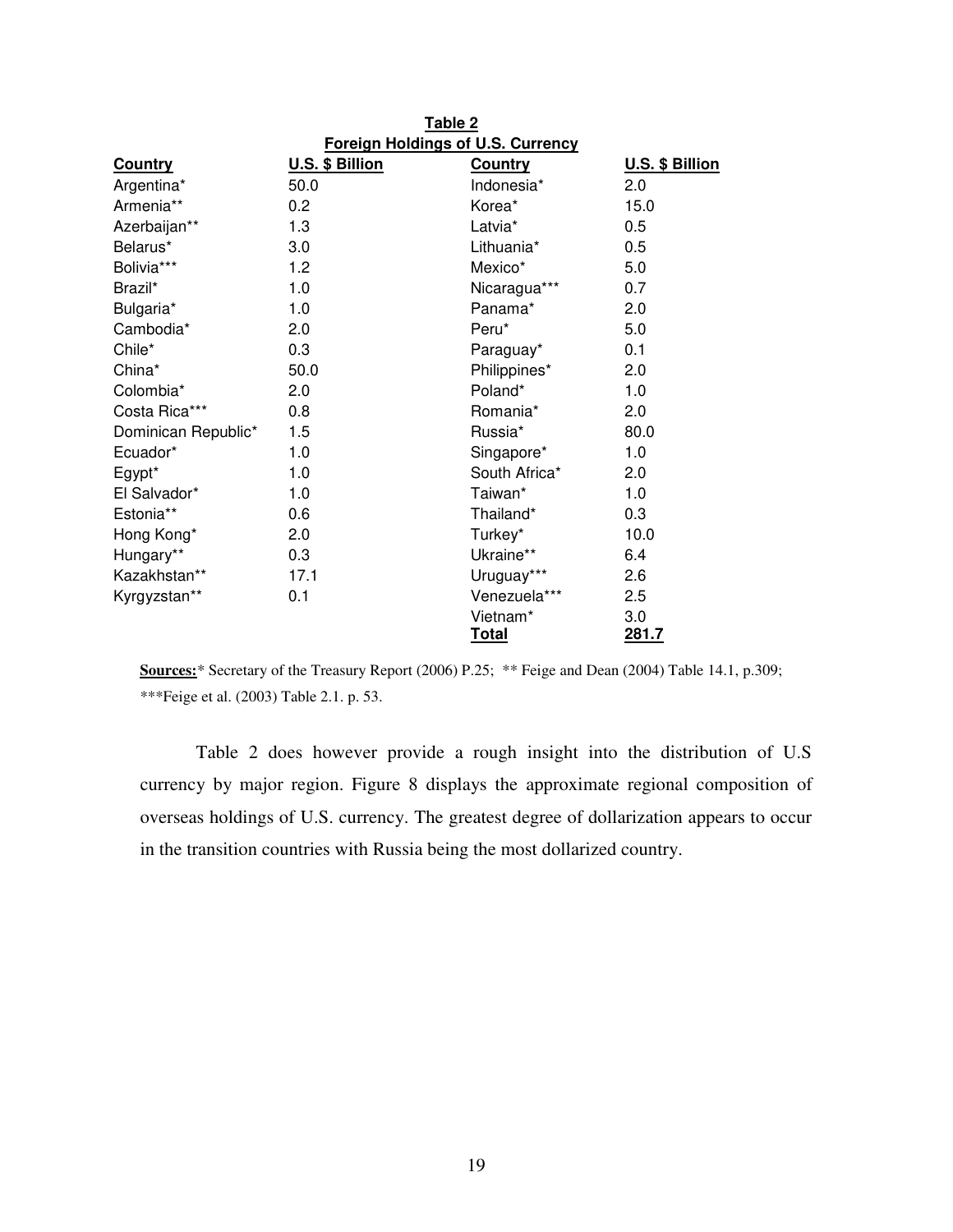**Table 2**
**Foreign Holdings of U.S. Currency**

| Country | U.S. $ Billion | Country | U.S. $ Billion |
|---|---|---|---|
| Argentina* | 50.0 | Indonesia* | 2.0 |
| Armenia** | 0.2 | Korea* | 15.0 |
| Azerbaijan** | 1.3 | Latvia* | 0.5 |
| Belarus* | 3.0 | Lithuania* | 0.5 |
| Bolivia*** | 1.2 | Mexico* | 5.0 |
| Brazil* | 1.0 | Nicaragua*** | 0.7 |
| Bulgaria* | 1.0 | Panama* | 2.0 |
| Cambodia* | 2.0 | Peru* | 5.0 |
| Chile* | 0.3 | Paraguay* | 0.1 |
| China* | 50.0 | Philippines* | 2.0 |
| Colombia* | 2.0 | Poland* | 1.0 |
| Costa Rica*** | 0.8 | Romania* | 2.0 |
| Dominican Republic* | 1.5 | Russia* | 80.0 |
| Ecuador* | 1.0 | Singapore* | 1.0 |
| Egypt* | 1.0 | South Africa* | 2.0 |
| El Salvador* | 1.0 | Taiwan* | 1.0 |
| Estonia** | 0.6 | Thailand* | 0.3 |
| Hong Kong* | 2.0 | Turkey* | 10.0 |
| Hungary** | 0.3 | Ukraine** | 6.4 |
| Kazakhstan** | 17.1 | Uruguay*** | 2.6 |
| Kyrgyzstan** | 0.1 | Venezuela*** | 2.5 |
| | | Vietnam* | 3.0 |
| | | **Total** | **281.7** |

**Sources:** * Secretary of the Treasury Report (2006) P.25; ** Feige and Dean (2004) Table 14.1, p.309; ***Feige et al. (2003) Table 2.1. p. 53.

Table 2 does however provide a rough insight into the distribution of U.S currency by major region. Figure 8 displays the approximate regional composition of overseas holdings of U.S. currency. The greatest degree of dollarization appears to occur in the transition countries with Russia being the most dollarized country.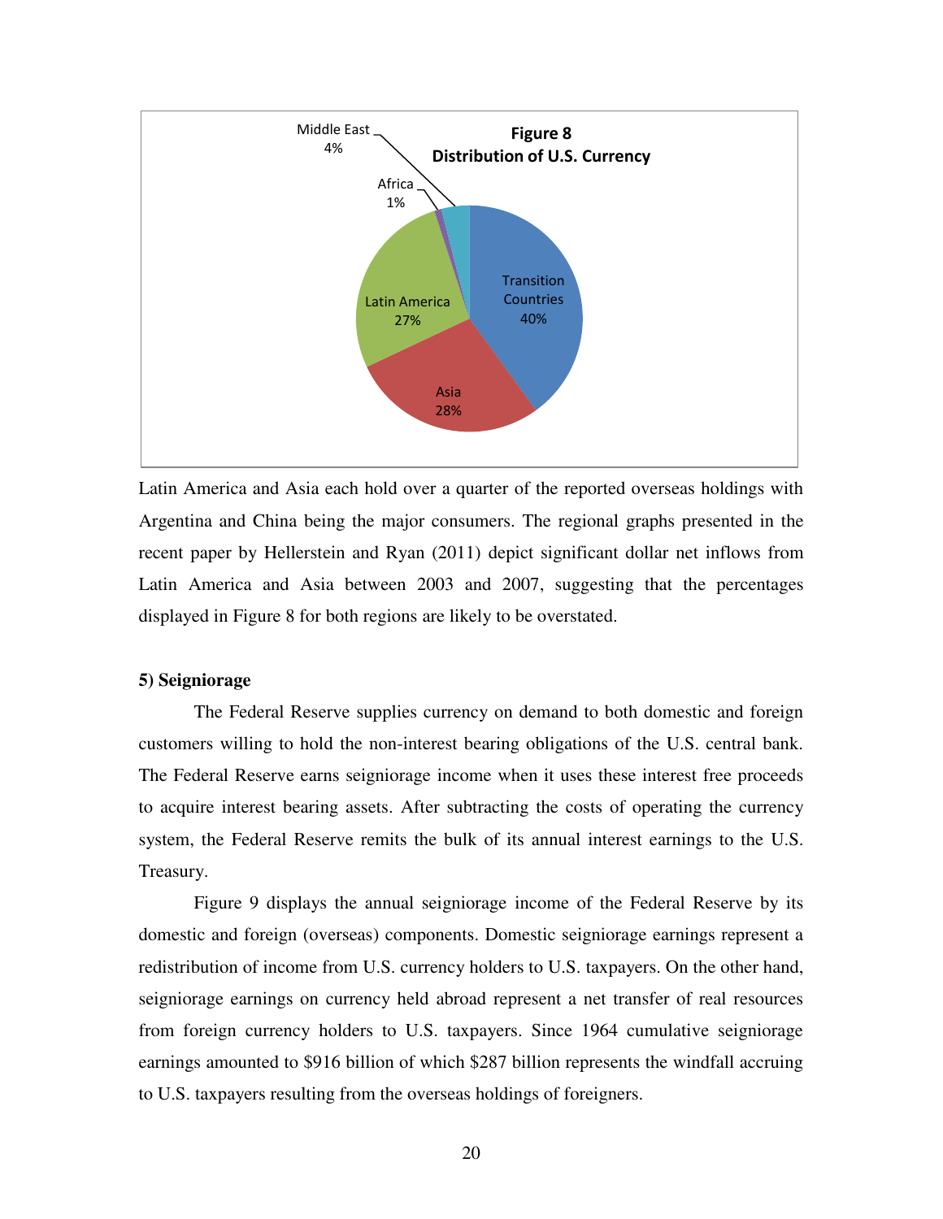**Figure 8**
**Distribution of U.S. Currency**

| Region | Share |
|---|---|
| Transition Countries | 40% |
| Asia | 28% |
| Latin America | 27% |
| Middle East | 4% |
| Africa | 1% |

Latin America and Asia each hold over a quarter of the reported overseas holdings with Argentina and China being the major consumers. The regional graphs presented in the recent paper by Hellerstein and Ryan (2011) depict significant dollar net inflows from Latin America and Asia between 2003 and 2007, suggesting that the percentages displayed in Figure 8 for both regions are likely to be overstated.

**5) Seigniorage**

The Federal Reserve supplies currency on demand to both domestic and foreign customers willing to hold the non-interest bearing obligations of the U.S. central bank. The Federal Reserve earns seigniorage income when it uses these interest free proceeds to acquire interest bearing assets. After subtracting the costs of operating the currency system, the Federal Reserve remits the bulk of its annual interest earnings to the U.S. Treasury.

Figure 9 displays the annual seigniorage income of the Federal Reserve by its domestic and foreign (overseas) components. Domestic seigniorage earnings represent a redistribution of income from U.S. currency holders to U.S. taxpayers. On the other hand, seigniorage earnings on currency held abroad represent a net transfer of real resources from foreign currency holders to U.S. taxpayers. Since 1964 cumulative seigniorage earnings amounted to $916 billion of which $287 billion represents the windfall accruing to U.S. taxpayers resulting from the overseas holdings of foreigners.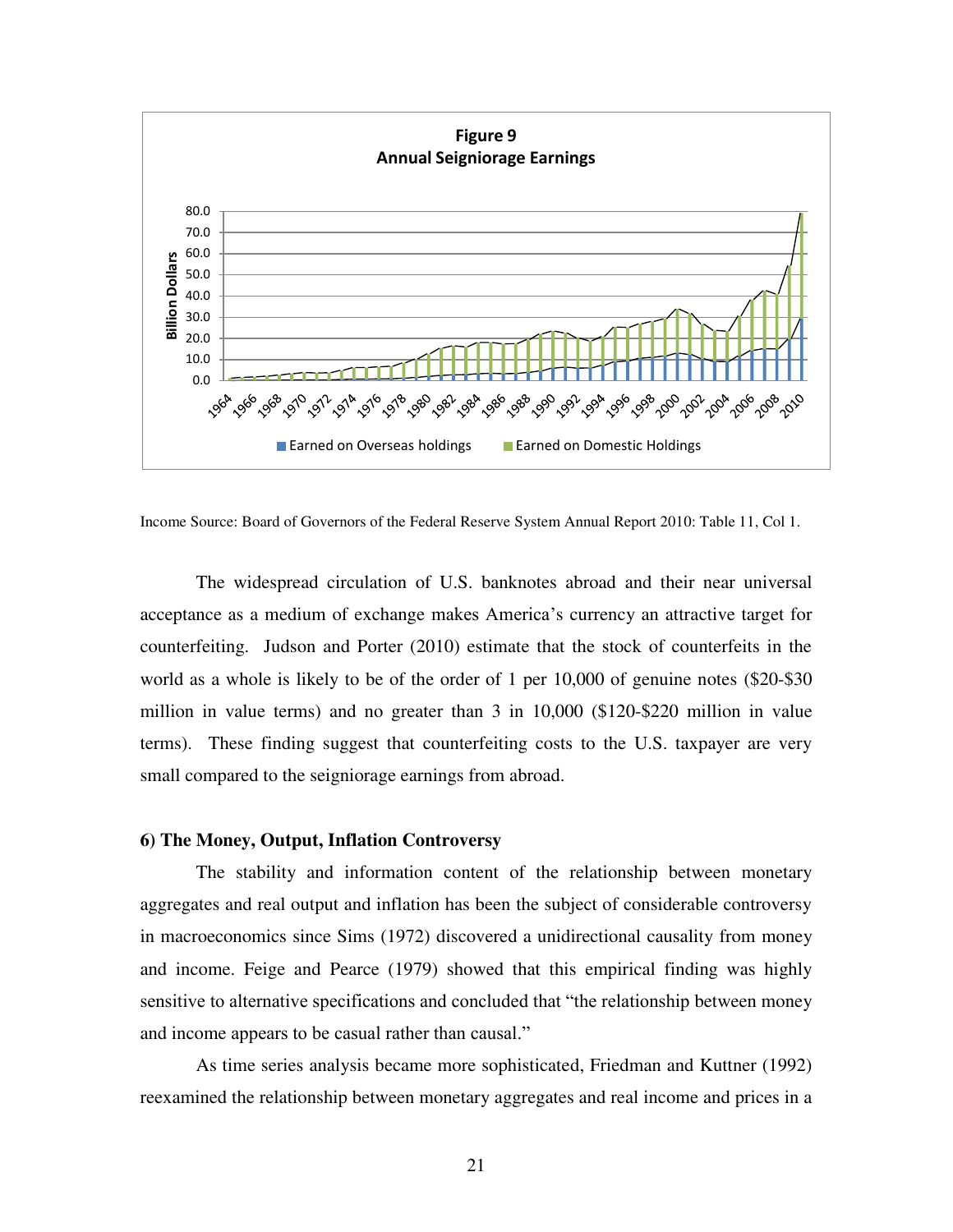**Figure 9**
**Annual Seigniorage Earnings**

Income Source: Board of Governors of the Federal Reserve System Annual Report 2010: Table 11, Col 1.

The widespread circulation of U.S. banknotes abroad and their near universal acceptance as a medium of exchange makes America's currency an attractive target for counterfeiting. Judson and Porter (2010) estimate that the stock of counterfeits in the world as a whole is likely to be of the order of 1 per 10,000 of genuine notes ($20-$30 million in value terms) and no greater than 3 in 10,000 ($120-$220 million in value terms). These finding suggest that counterfeiting costs to the U.S. taxpayer are very small compared to the seigniorage earnings from abroad.

### 6) The Money, Output, Inflation Controversy

The stability and information content of the relationship between monetary aggregates and real output and inflation has been the subject of considerable controversy in macroeconomics since Sims (1972) discovered a unidirectional causality from money and income. Feige and Pearce (1979) showed that this empirical finding was highly sensitive to alternative specifications and concluded that "the relationship between money and income appears to be casual rather than causal."

As time series analysis became more sophisticated, Friedman and Kuttner (1992) reexamined the relationship between monetary aggregates and real income and prices in a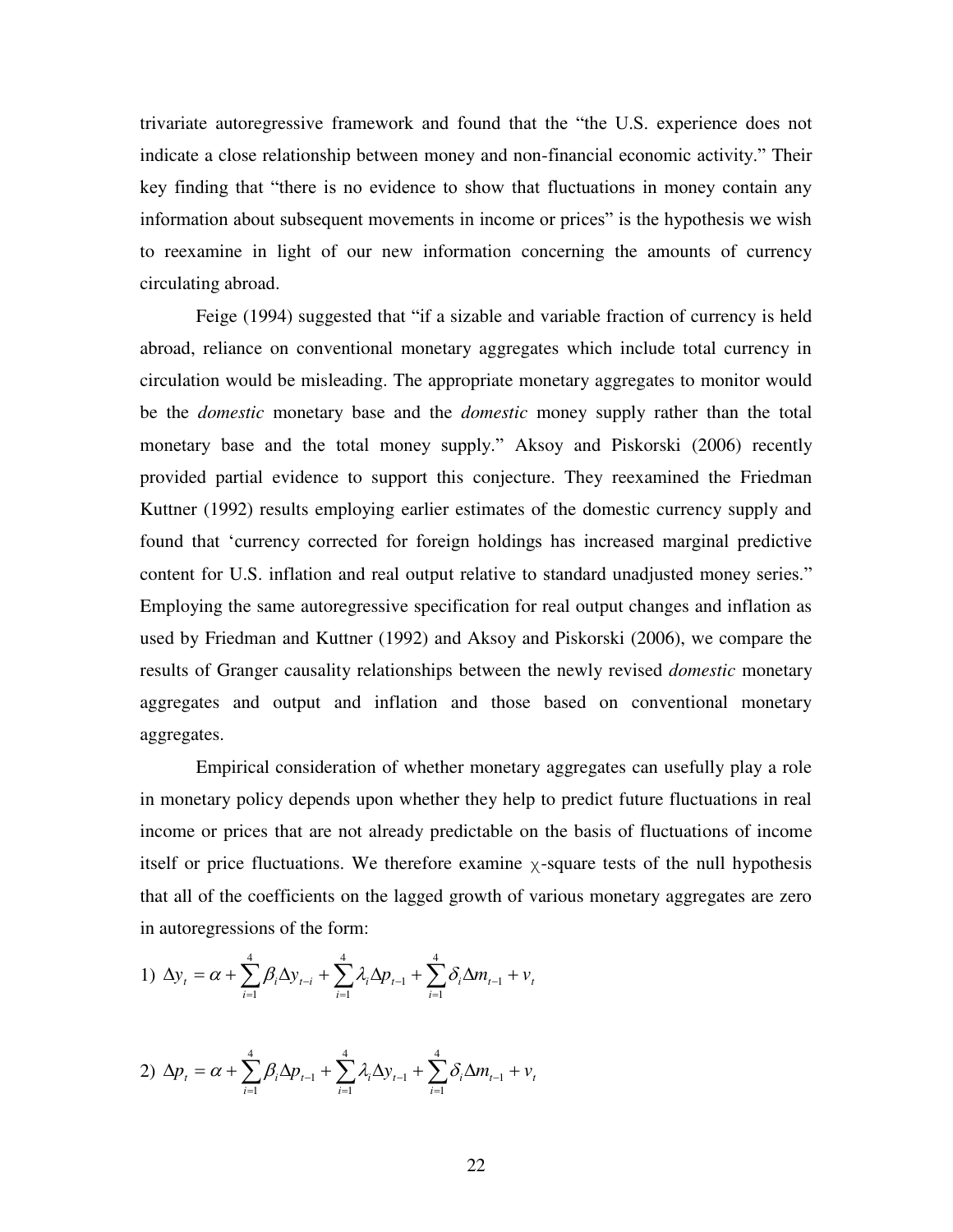trivariate autoregressive framework and found that the "the U.S. experience does not indicate a close relationship between money and non-financial economic activity." Their key finding that "there is no evidence to show that fluctuations in money contain any information about subsequent movements in income or prices" is the hypothesis we wish to reexamine in light of our new information concerning the amounts of currency circulating abroad.

Feige (1994) suggested that "if a sizable and variable fraction of currency is held abroad, reliance on conventional monetary aggregates which include total currency in circulation would be misleading. The appropriate monetary aggregates to monitor would be the *domestic* monetary base and the *domestic* money supply rather than the total monetary base and the total money supply." Aksoy and Piskorski (2006) recently provided partial evidence to support this conjecture. They reexamined the Friedman Kuttner (1992) results employing earlier estimates of the domestic currency supply and found that 'currency corrected for foreign holdings has increased marginal predictive content for U.S. inflation and real output relative to standard unadjusted money series." Employing the same autoregressive specification for real output changes and inflation as used by Friedman and Kuttner (1992) and Aksoy and Piskorski (2006), we compare the results of Granger causality relationships between the newly revised *domestic* monetary aggregates and output and inflation and those based on conventional monetary aggregates.

Empirical consideration of whether monetary aggregates can usefully play a role in monetary policy depends upon whether they help to predict future fluctuations in real income or prices that are not already predictable on the basis of fluctuations of income itself or price fluctuations. We therefore examine $\chi$-square tests of the null hypothesis that all of the coefficients on the lagged growth of various monetary aggregates are zero in autoregressions of the form:

$$1)\ \Delta y_t = \alpha + \sum_{i=1}^{4} \beta_i \Delta y_{t-i} + \sum_{i=1}^{4} \lambda_i \Delta p_{t-1} + \sum_{i=1}^{4} \delta_i \Delta m_{t-1} + v_t$$

$$2)\ \Delta p_t = \alpha + \sum_{i=1}^{4} \beta_i \Delta p_{t-1} + \sum_{i=1}^{4} \lambda_i \Delta y_{t-1} + \sum_{i=1}^{4} \delta_i \Delta m_{t-1} + v_t$$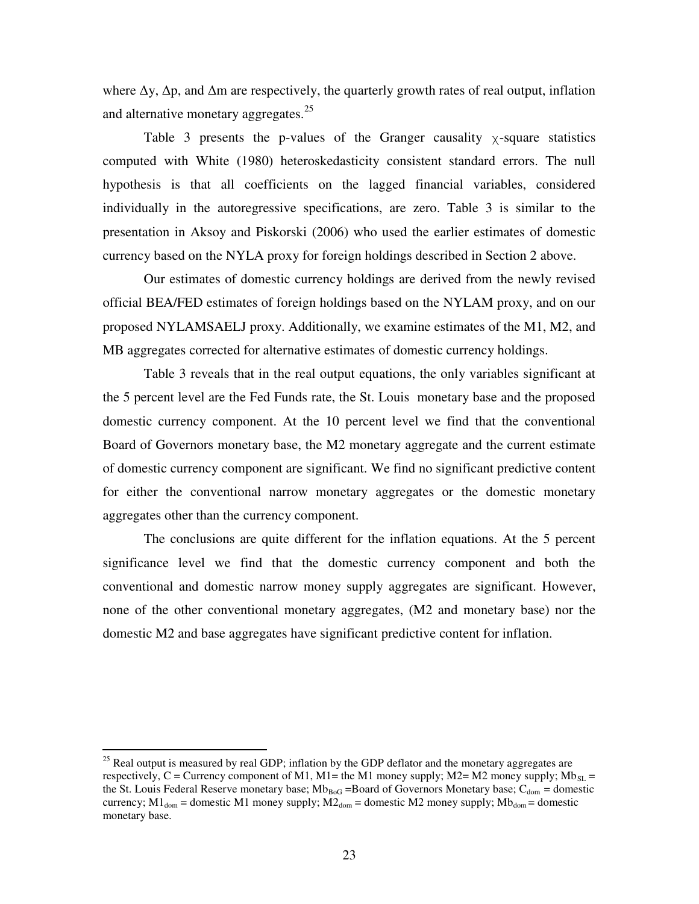where $\Delta y$, $\Delta p$, and $\Delta m$ are respectively, the quarterly growth rates of real output, inflation and alternative monetary aggregates.[25]

Table 3 presents the p-values of the Granger causality $\chi$-square statistics computed with White (1980) heteroskedasticity consistent standard errors. The null hypothesis is that all coefficients on the lagged financial variables, considered individually in the autoregressive specifications, are zero. Table 3 is similar to the presentation in Aksoy and Piskorski (2006) who used the earlier estimates of domestic currency based on the NYLA proxy for foreign holdings described in Section 2 above.

Our estimates of domestic currency holdings are derived from the newly revised official BEA/FED estimates of foreign holdings based on the NYLAM proxy, and on our proposed NYLAMSAELJ proxy. Additionally, we examine estimates of the M1, M2, and MB aggregates corrected for alternative estimates of domestic currency holdings.

Table 3 reveals that in the real output equations, the only variables significant at the 5 percent level are the Fed Funds rate, the St. Louis monetary base and the proposed domestic currency component. At the 10 percent level we find that the conventional Board of Governors monetary base, the M2 monetary aggregate and the current estimate of domestic currency component are significant. We find no significant predictive content for either the conventional narrow monetary aggregates or the domestic monetary aggregates other than the currency component.

The conclusions are quite different for the inflation equations. At the 5 percent significance level we find that the domestic currency component and both the conventional and domestic narrow money supply aggregates are significant. However, none of the other conventional monetary aggregates, (M2 and monetary base) nor the domestic M2 and base aggregates have significant predictive content for inflation.

---

[25] Real output is measured by real GDP; inflation by the GDP deflator and the monetary aggregates are respectively, C = Currency component of M1, M1= the M1 money supply; M2= M2 money supply; $Mb_{SL}$ = the St. Louis Federal Reserve monetary base; $Mb_{BoG}$ =Board of Governors Monetary base; $C_{dom}$ = domestic currency; $M1_{dom}$ = domestic M1 money supply; $M2_{dom}$ = domestic M2 money supply; $Mb_{dom}$ = domestic monetary base.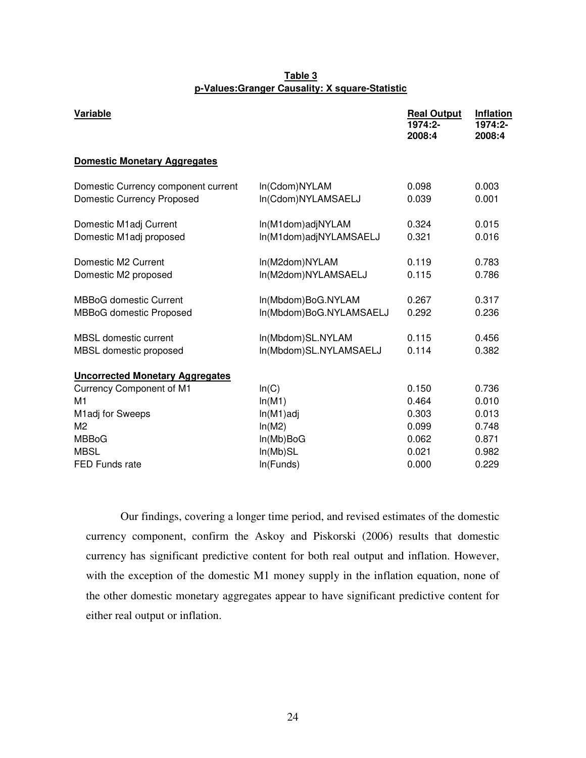**Table 3**
**p-Values:Granger Causality: X square-Statistic**

| Variable | | Real Output 1974:2-2008:4 | Inflation 1974:2-2008:4 |
|---|---|---|---|
| **Domestic Monetary Aggregates** | | | |
| Domestic Currency component current | ln(Cdom)NYLAM | 0.098 | 0.003 |
| Domestic Currency Proposed | ln(Cdom)NYLAMSAELJ | 0.039 | 0.001 |
| Domestic M1adj Current | ln(M1dom)adjNYLAM | 0.324 | 0.015 |
| Domestic M1adj proposed | ln(M1dom)adjNYLAMSAELJ | 0.321 | 0.016 |
| Domestic M2 Current | ln(M2dom)NYLAM | 0.119 | 0.783 |
| Domestic M2 proposed | ln(M2dom)NYLAMSAELJ | 0.115 | 0.786 |
| MBBoG domestic Current | ln(Mbdom)BoG.NYLAM | 0.267 | 0.317 |
| MBBoG domestic Proposed | ln(Mbdom)BoG.NYLAMSAELJ | 0.292 | 0.236 |
| MBSL domestic current | ln(Mbdom)SL.NYLAM | 0.115 | 0.456 |
| MBSL domestic proposed | ln(Mbdom)SL.NYLAMSAELJ | 0.114 | 0.382 |
| **Uncorrected Monetary Aggregates** | | | |
| Currency Component of M1 | ln(C) | 0.150 | 0.736 |
| M1 | ln(M1) | 0.464 | 0.010 |
| M1adj for Sweeps | ln(M1)adj | 0.303 | 0.013 |
| M2 | ln(M2) | 0.099 | 0.748 |
| MBBoG | ln(Mb)BoG | 0.062 | 0.871 |
| MBSL | ln(Mb)SL | 0.021 | 0.982 |
| FED Funds rate | ln(Funds) | 0.000 | 0.229 |

Our findings, covering a longer time period, and revised estimates of the domestic currency component, confirm the Askoy and Piskorski (2006) results that domestic currency has significant predictive content for both real output and inflation. However, with the exception of the domestic M1 money supply in the inflation equation, none of the other domestic monetary aggregates appear to have significant predictive content for either real output or inflation.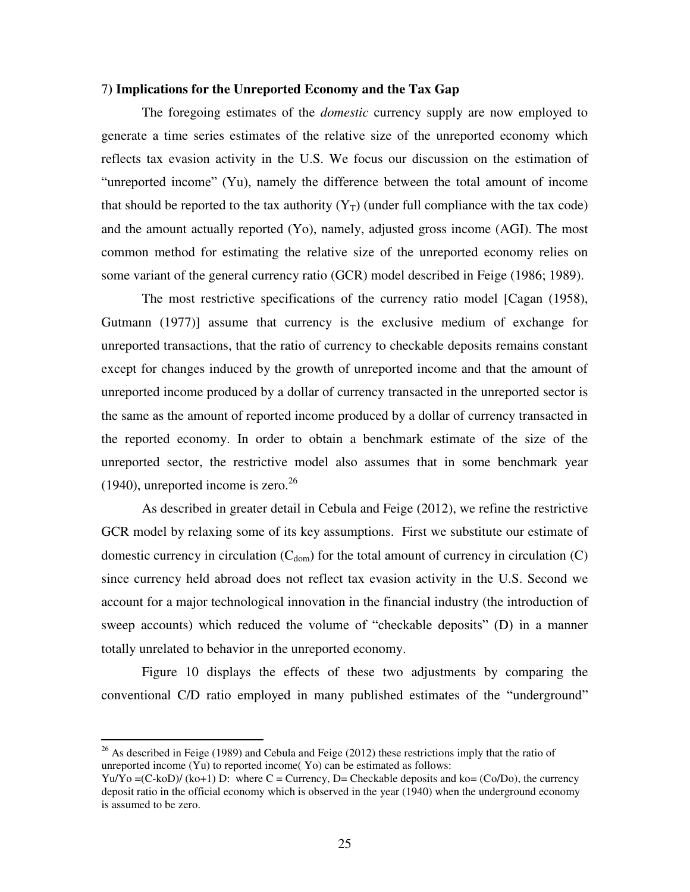### 7) Implications for the Unreported Economy and the Tax Gap

The foregoing estimates of the *domestic* currency supply are now employed to generate a time series estimates of the relative size of the unreported economy which reflects tax evasion activity in the U.S. We focus our discussion on the estimation of "unreported income" (Yu), namely the difference between the total amount of income that should be reported to the tax authority ($Y_T$) (under full compliance with the tax code) and the amount actually reported (Yo), namely, adjusted gross income (AGI). The most common method for estimating the relative size of the unreported economy relies on some variant of the general currency ratio (GCR) model described in Feige (1986; 1989).

The most restrictive specifications of the currency ratio model [Cagan (1958), Gutmann (1977)] assume that currency is the exclusive medium of exchange for unreported transactions, that the ratio of currency to checkable deposits remains constant except for changes induced by the growth of unreported income and that the amount of unreported income produced by a dollar of currency transacted in the unreported sector is the same as the amount of reported income produced by a dollar of currency transacted in the reported economy. In order to obtain a benchmark estimate of the size of the unreported sector, the restrictive model also assumes that in some benchmark year (1940), unreported income is zero.[26]

As described in greater detail in Cebula and Feige (2012), we refine the restrictive GCR model by relaxing some of its key assumptions. First we substitute our estimate of domestic currency in circulation ($C_{dom}$) for the total amount of currency in circulation (C) since currency held abroad does not reflect tax evasion activity in the U.S. Second we account for a major technological innovation in the financial industry (the introduction of sweep accounts) which reduced the volume of "checkable deposits" (D) in a manner totally unrelated to behavior in the unreported economy.

Figure 10 displays the effects of these two adjustments by comparing the conventional C/D ratio employed in many published estimates of the "underground"

---

[26] As described in Feige (1989) and Cebula and Feige (2012) these restrictions imply that the ratio of unreported income (Yu) to reported income( Yo) can be estimated as follows:
$Yu/Yo = (C-koD)/(ko+1) D$: where C = Currency, D= Checkable deposits and ko= (Co/Do), the currency deposit ratio in the official economy which is observed in the year (1940) when the underground economy is assumed to be zero.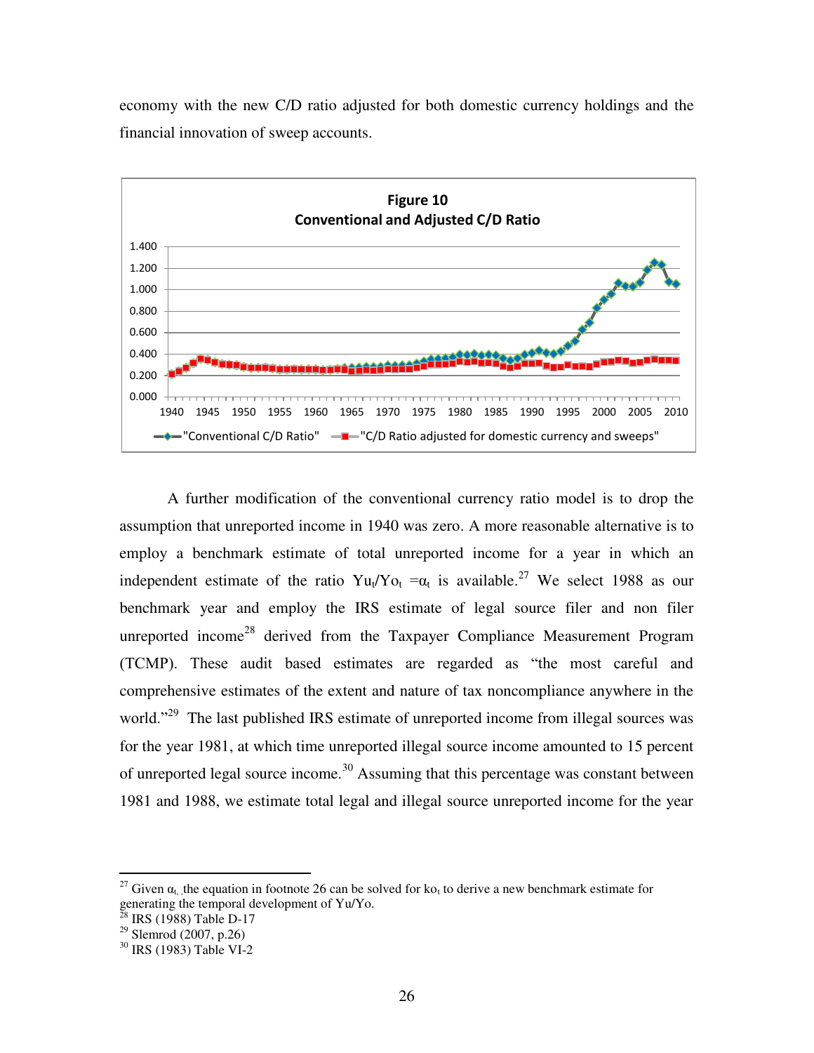economy with the new C/D ratio adjusted for both domestic currency holdings and the financial innovation of sweep accounts.

**Figure 10**
**Conventional and Adjusted C/D Ratio**

A further modification of the conventional currency ratio model is to drop the assumption that unreported income in 1940 was zero. A more reasonable alternative is to employ a benchmark estimate of total unreported income for a year in which an independent estimate of the ratio $Yu_t/Yo_t = \alpha_t$ is available.[27] We select 1988 as our benchmark year and employ the IRS estimate of legal source filer and non filer unreported income[28] derived from the Taxpayer Compliance Measurement Program (TCMP). These audit based estimates are regarded as "the most careful and comprehensive estimates of the extent and nature of tax noncompliance anywhere in the world."[29] The last published IRS estimate of unreported income from illegal sources was for the year 1981, at which time unreported illegal source income amounted to 15 percent of unreported legal source income.[30] Assuming that this percentage was constant between 1981 and 1988, we estimate total legal and illegal source unreported income for the year

---

[27] Given $\alpha_t$, the equation in footnote 26 can be solved for $ko_t$ to derive a new benchmark estimate for generating the temporal development of Yu/Yo.

[28] IRS (1988) Table D-17

[29] Slemrod (2007, p.26)

[30] IRS (1983) Table VI-2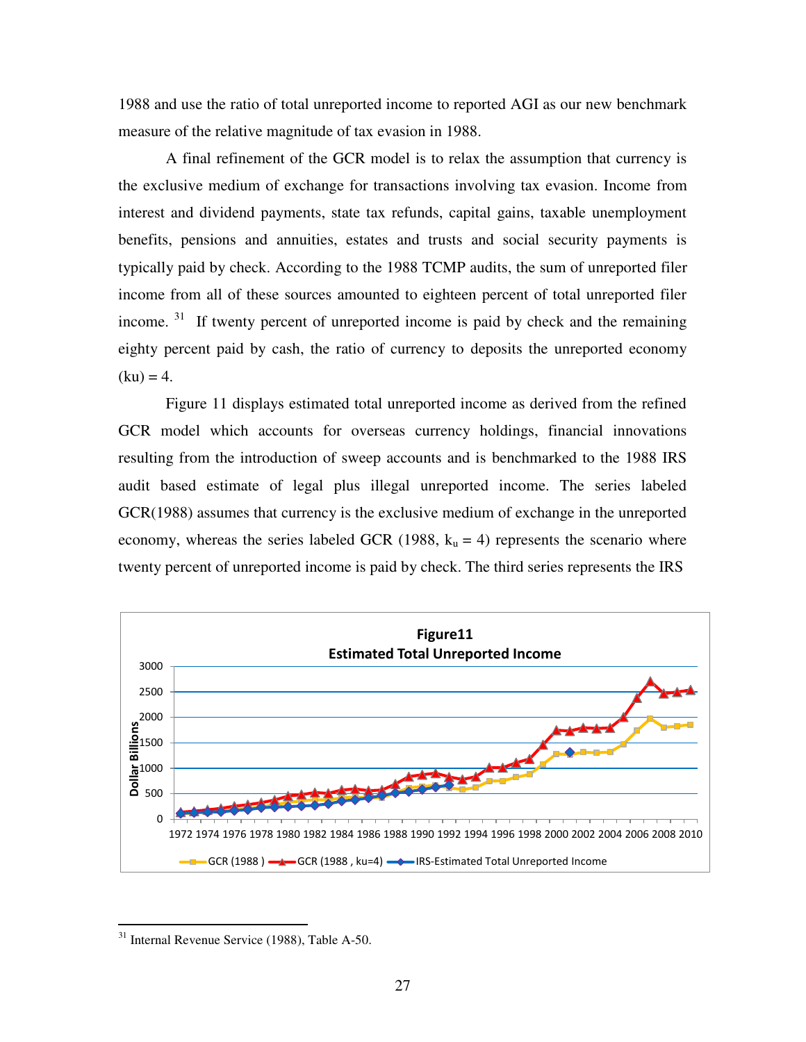1988 and use the ratio of total unreported income to reported AGI as our new benchmark measure of the relative magnitude of tax evasion in 1988.

A final refinement of the GCR model is to relax the assumption that currency is the exclusive medium of exchange for transactions involving tax evasion. Income from interest and dividend payments, state tax refunds, capital gains, taxable unemployment benefits, pensions and annuities, estates and trusts and social security payments is typically paid by check. According to the 1988 TCMP audits, the sum of unreported filer income from all of these sources amounted to eighteen percent of total unreported filer income. [31] If twenty percent of unreported income is paid by check and the remaining eighty percent paid by cash, the ratio of currency to deposits the unreported economy (ku) = 4.

Figure 11 displays estimated total unreported income as derived from the refined GCR model which accounts for overseas currency holdings, financial innovations resulting from the introduction of sweep accounts and is benchmarked to the 1988 IRS audit based estimate of legal plus illegal unreported income. The series labeled GCR(1988) assumes that currency is the exclusive medium of exchange in the unreported economy, whereas the series labeled GCR (1988, $k_u$ = 4) represents the scenario where twenty percent of unreported income is paid by check. The third series represents the IRS

**Figure11**
**Estimated Total Unreported Income**

Legend: GCR (1988 ) — GCR (1988 , ku=4) — IRS-Estimated Total Unreported Income

---

[31] Internal Revenue Service (1988), Table A-50.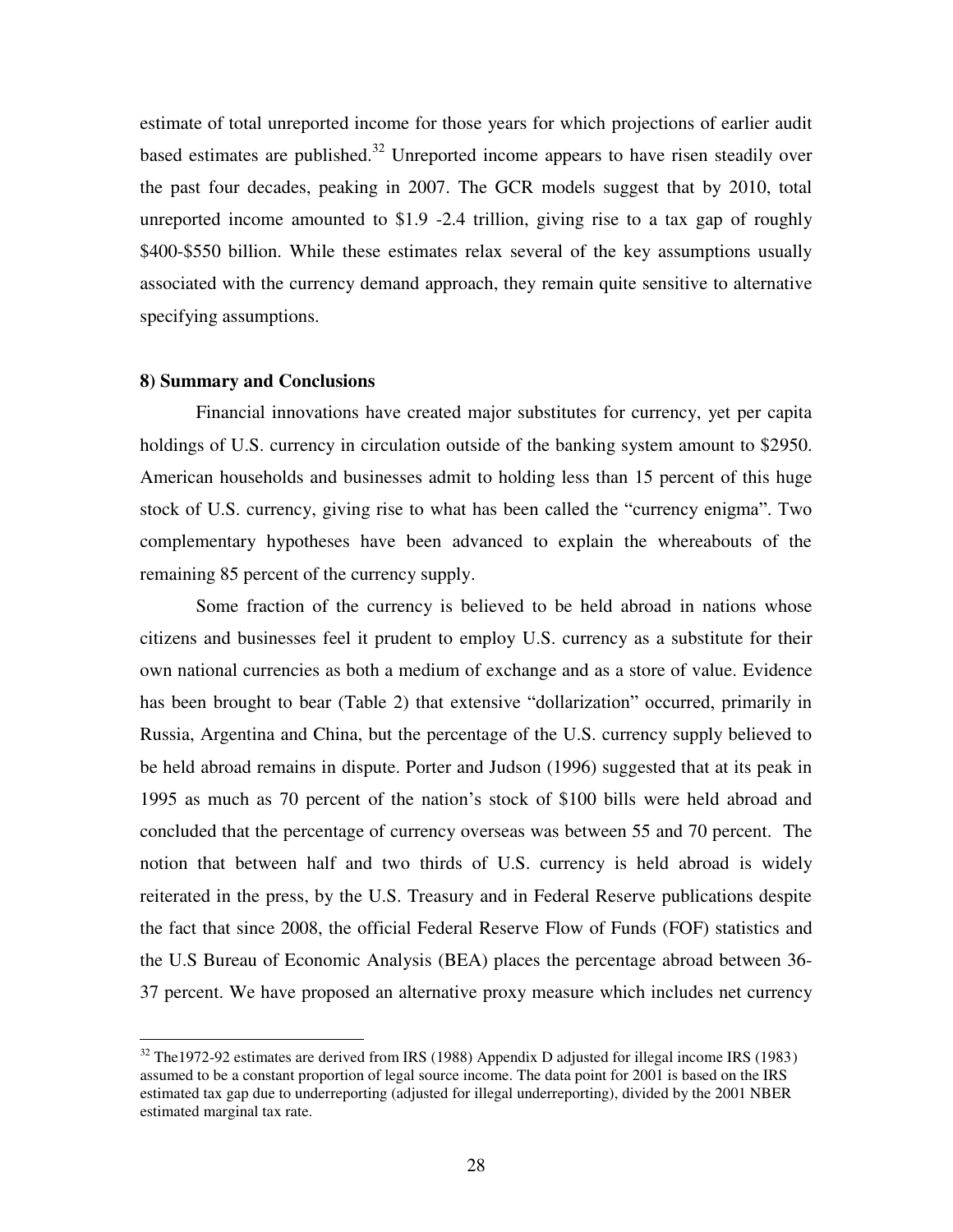estimate of total unreported income for those years for which projections of earlier audit based estimates are published.[32] Unreported income appears to have risen steadily over the past four decades, peaking in 2007. The GCR models suggest that by 2010, total unreported income amounted to $1.9 -2.4 trillion, giving rise to a tax gap of roughly $400-$550 billion. While these estimates relax several of the key assumptions usually associated with the currency demand approach, they remain quite sensitive to alternative specifying assumptions.

**8) Summary and Conclusions**

Financial innovations have created major substitutes for currency, yet per capita holdings of U.S. currency in circulation outside of the banking system amount to $2950. American households and businesses admit to holding less than 15 percent of this huge stock of U.S. currency, giving rise to what has been called the "currency enigma". Two complementary hypotheses have been advanced to explain the whereabouts of the remaining 85 percent of the currency supply.

Some fraction of the currency is believed to be held abroad in nations whose citizens and businesses feel it prudent to employ U.S. currency as a substitute for their own national currencies as both a medium of exchange and as a store of value. Evidence has been brought to bear (Table 2) that extensive "dollarization" occurred, primarily in Russia, Argentina and China, but the percentage of the U.S. currency supply believed to be held abroad remains in dispute. Porter and Judson (1996) suggested that at its peak in 1995 as much as 70 percent of the nation's stock of $100 bills were held abroad and concluded that the percentage of currency overseas was between 55 and 70 percent. The notion that between half and two thirds of U.S. currency is held abroad is widely reiterated in the press, by the U.S. Treasury and in Federal Reserve publications despite the fact that since 2008, the official Federal Reserve Flow of Funds (FOF) statistics and the U.S Bureau of Economic Analysis (BEA) places the percentage abroad between 36-37 percent. We have proposed an alternative proxy measure which includes net currency

[32] The1972-92 estimates are derived from IRS (1988) Appendix D adjusted for illegal income IRS (1983) assumed to be a constant proportion of legal source income. The data point for 2001 is based on the IRS estimated tax gap due to underreporting (adjusted for illegal underreporting), divided by the 2001 NBER estimated marginal tax rate.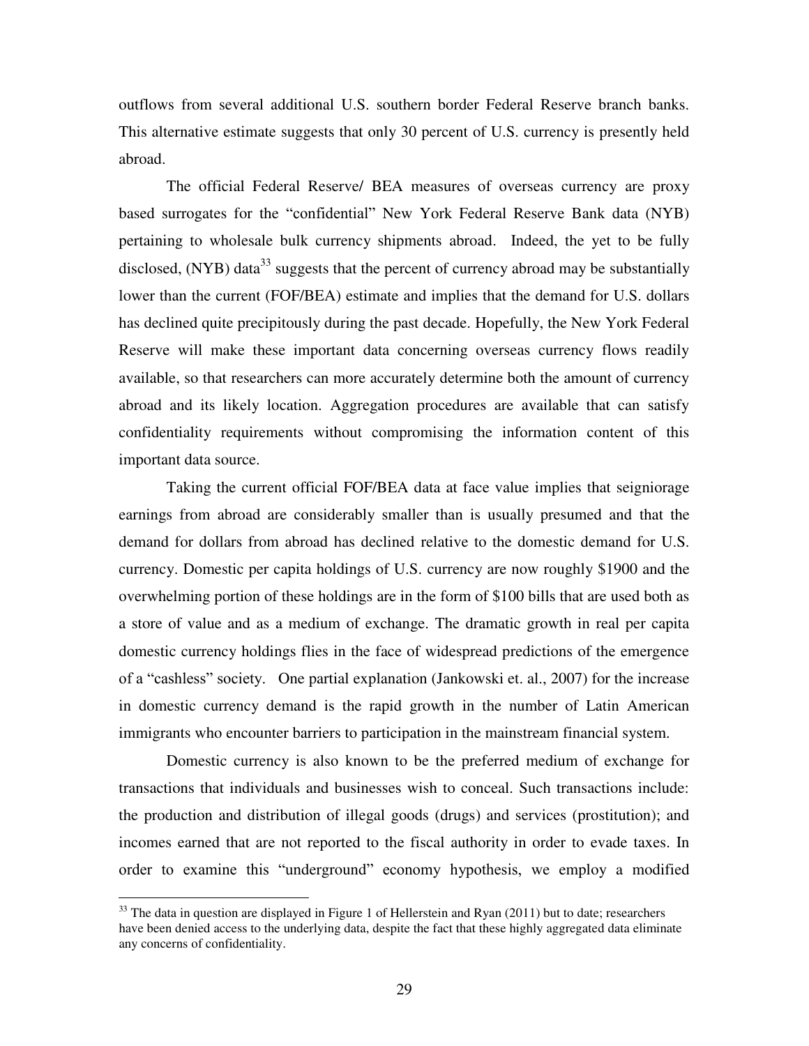outflows from several additional U.S. southern border Federal Reserve branch banks. This alternative estimate suggests that only 30 percent of U.S. currency is presently held abroad.

The official Federal Reserve/ BEA measures of overseas currency are proxy based surrogates for the "confidential" New York Federal Reserve Bank data (NYB) pertaining to wholesale bulk currency shipments abroad. Indeed, the yet to be fully disclosed, (NYB) data[33] suggests that the percent of currency abroad may be substantially lower than the current (FOF/BEA) estimate and implies that the demand for U.S. dollars has declined quite precipitously during the past decade. Hopefully, the New York Federal Reserve will make these important data concerning overseas currency flows readily available, so that researchers can more accurately determine both the amount of currency abroad and its likely location. Aggregation procedures are available that can satisfy confidentiality requirements without compromising the information content of this important data source.

Taking the current official FOF/BEA data at face value implies that seigniorage earnings from abroad are considerably smaller than is usually presumed and that the demand for dollars from abroad has declined relative to the domestic demand for U.S. currency. Domestic per capita holdings of U.S. currency are now roughly $1900 and the overwhelming portion of these holdings are in the form of $100 bills that are used both as a store of value and as a medium of exchange. The dramatic growth in real per capita domestic currency holdings flies in the face of widespread predictions of the emergence of a "cashless" society. One partial explanation (Jankowski et. al., 2007) for the increase in domestic currency demand is the rapid growth in the number of Latin American immigrants who encounter barriers to participation in the mainstream financial system.

Domestic currency is also known to be the preferred medium of exchange for transactions that individuals and businesses wish to conceal. Such transactions include: the production and distribution of illegal goods (drugs) and services (prostitution); and incomes earned that are not reported to the fiscal authority in order to evade taxes. In order to examine this "underground" economy hypothesis, we employ a modified

[33] The data in question are displayed in Figure 1 of Hellerstein and Ryan (2011) but to date; researchers have been denied access to the underlying data, despite the fact that these highly aggregated data eliminate any concerns of confidentiality.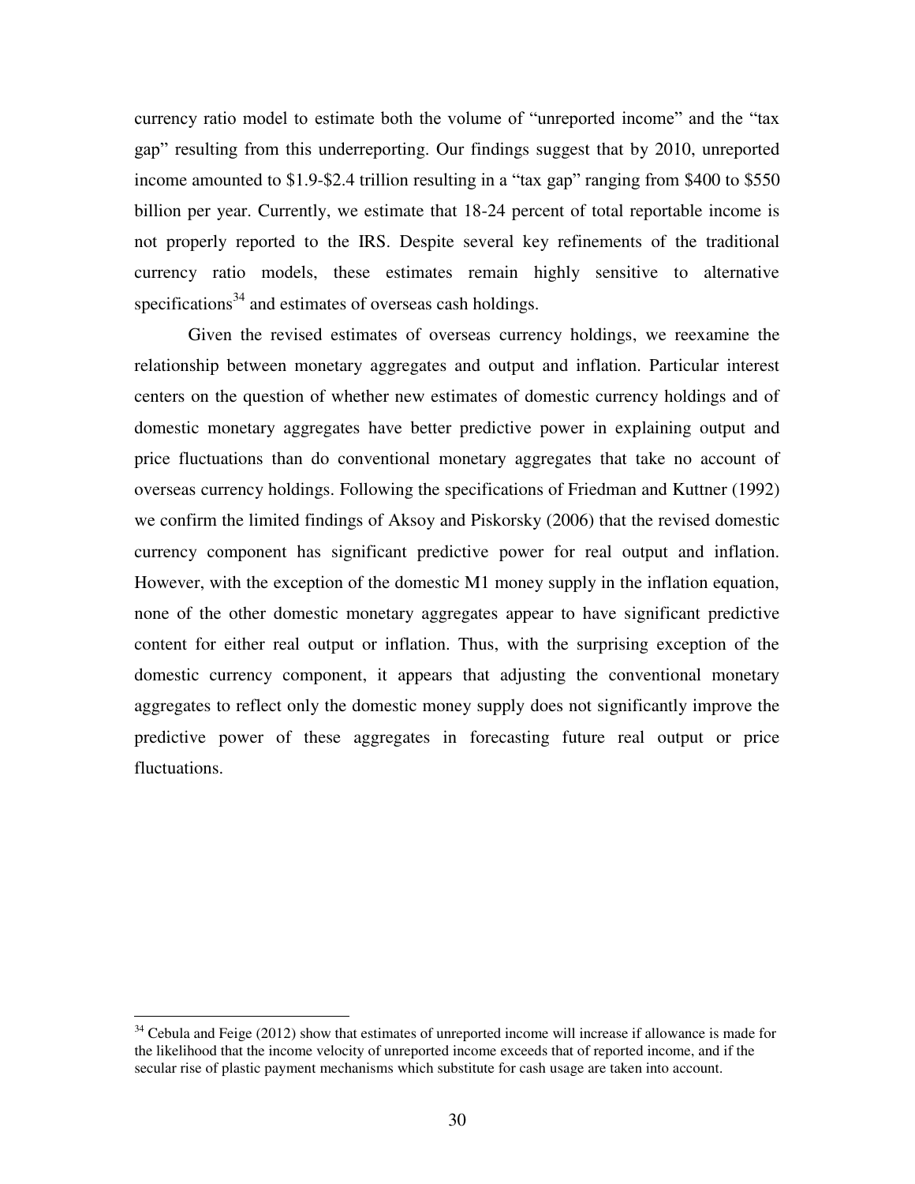currency ratio model to estimate both the volume of "unreported income" and the "tax gap" resulting from this underreporting. Our findings suggest that by 2010, unreported income amounted to $1.9-$2.4 trillion resulting in a "tax gap" ranging from $400 to $550 billion per year. Currently, we estimate that 18-24 percent of total reportable income is not properly reported to the IRS. Despite several key refinements of the traditional currency ratio models, these estimates remain highly sensitive to alternative specifications[34] and estimates of overseas cash holdings.

Given the revised estimates of overseas currency holdings, we reexamine the relationship between monetary aggregates and output and inflation. Particular interest centers on the question of whether new estimates of domestic currency holdings and of domestic monetary aggregates have better predictive power in explaining output and price fluctuations than do conventional monetary aggregates that take no account of overseas currency holdings. Following the specifications of Friedman and Kuttner (1992) we confirm the limited findings of Aksoy and Piskorsky (2006) that the revised domestic currency component has significant predictive power for real output and inflation. However, with the exception of the domestic M1 money supply in the inflation equation, none of the other domestic monetary aggregates appear to have significant predictive content for either real output or inflation. Thus, with the surprising exception of the domestic currency component, it appears that adjusting the conventional monetary aggregates to reflect only the domestic money supply does not significantly improve the predictive power of these aggregates in forecasting future real output or price fluctuations.

[34] Cebula and Feige (2012) show that estimates of unreported income will increase if allowance is made for the likelihood that the income velocity of unreported income exceeds that of reported income, and if the secular rise of plastic payment mechanisms which substitute for cash usage are taken into account.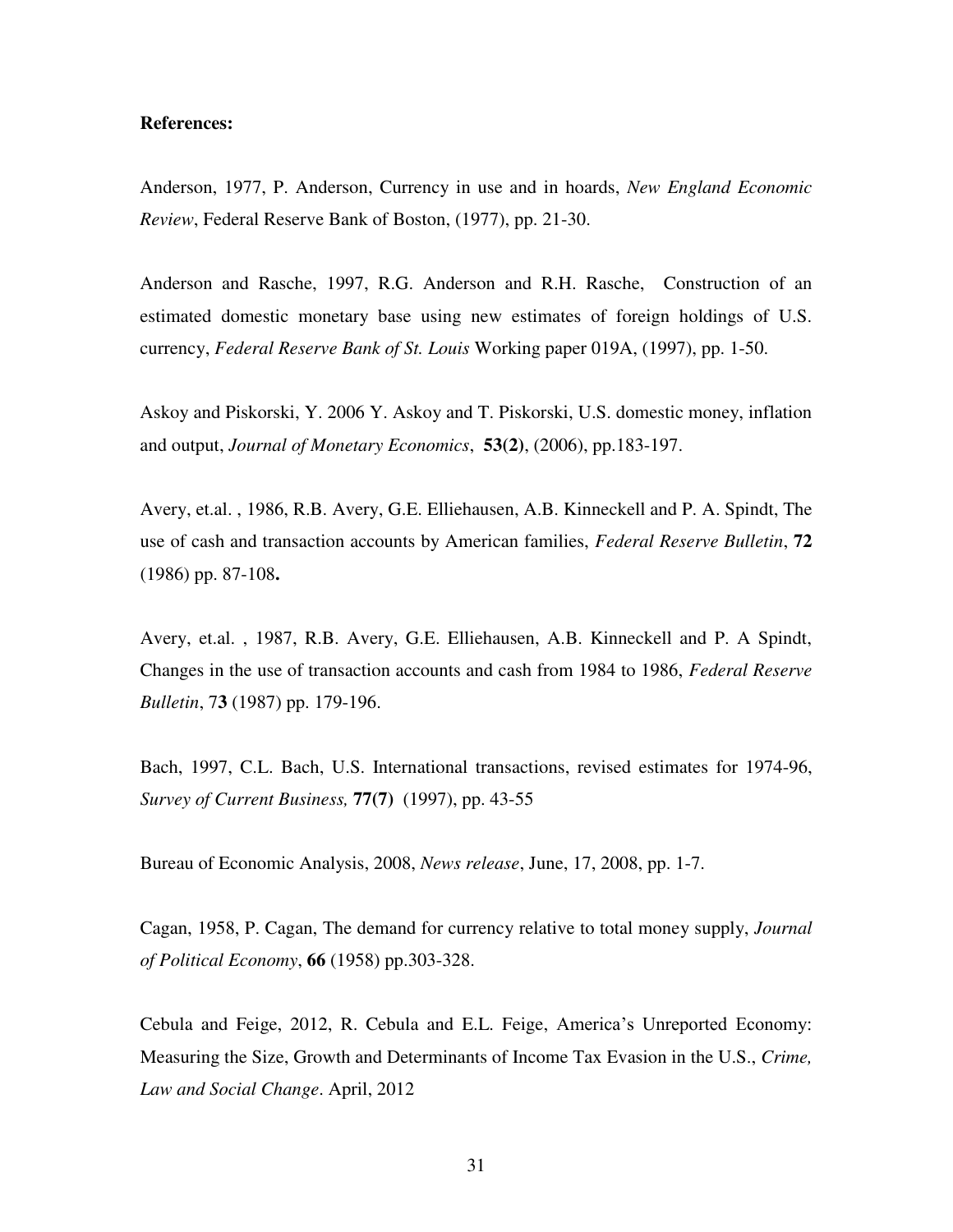**References:**

Anderson, 1977, P. Anderson, Currency in use and in hoards, *New England Economic Review*, Federal Reserve Bank of Boston, (1977), pp. 21-30.

Anderson and Rasche, 1997, R.G. Anderson and R.H. Rasche, Construction of an estimated domestic monetary base using new estimates of foreign holdings of U.S. currency, *Federal Reserve Bank of St. Louis* Working paper 019A, (1997), pp. 1-50.

Askoy and Piskorski, Y. 2006 Y. Askoy and T. Piskorski, U.S. domestic money, inflation and output, *Journal of Monetary Economics*, **53(2)**, (2006), pp.183-197.

Avery, et.al. , 1986, R.B. Avery, G.E. Elliehausen, A.B. Kinneckell and P. A. Spindt, The use of cash and transaction accounts by American families, *Federal Reserve Bulletin*, **72** (1986) pp. 87-108**.**

Avery, et.al. , 1987, R.B. Avery, G.E. Elliehausen, A.B. Kinneckell and P. A Spindt, Changes in the use of transaction accounts and cash from 1984 to 1986, *Federal Reserve Bulletin*, 7**3** (1987) pp. 179-196.

Bach, 1997, C.L. Bach, U.S. International transactions, revised estimates for 1974-96, *Survey of Current Business,* **77(7)** (1997), pp. 43-55

Bureau of Economic Analysis, 2008, *News release*, June, 17, 2008, pp. 1-7.

Cagan, 1958, P. Cagan, The demand for currency relative to total money supply, *Journal of Political Economy*, **66** (1958) pp.303-328.

Cebula and Feige, 2012, R. Cebula and E.L. Feige, America's Unreported Economy: Measuring the Size, Growth and Determinants of Income Tax Evasion in the U.S., *Crime, Law and Social Change*. April, 2012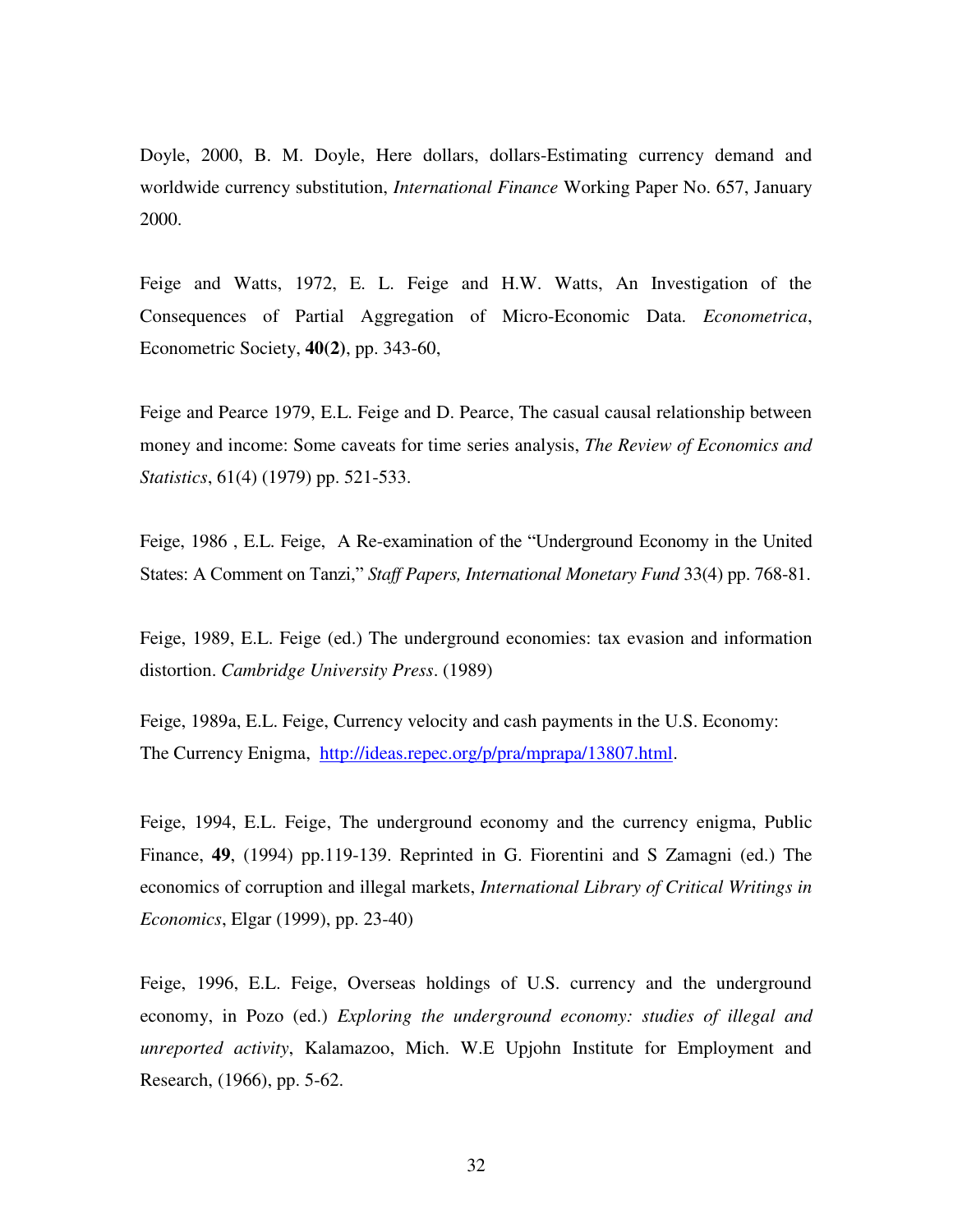Doyle, 2000, B. M. Doyle, Here dollars, dollars-Estimating currency demand and worldwide currency substitution, *International Finance* Working Paper No. 657, January 2000.

Feige and Watts, 1972, E. L. Feige and H.W. Watts, An Investigation of the Consequences of Partial Aggregation of Micro-Economic Data. *Econometrica*, Econometric Society, **40(2)**, pp. 343-60,

Feige and Pearce 1979, E.L. Feige and D. Pearce, The casual causal relationship between money and income: Some caveats for time series analysis, *The Review of Economics and Statistics*, 61(4) (1979) pp. 521-533.

Feige, 1986 , E.L. Feige, A Re-examination of the "Underground Economy in the United States: A Comment on Tanzi," *Staff Papers, International Monetary Fund* 33(4) pp. 768-81.

Feige, 1989, E.L. Feige (ed.) The underground economies: tax evasion and information distortion. *Cambridge University Press*. (1989)

Feige, 1989a, E.L. Feige, Currency velocity and cash payments in the U.S. Economy: The Currency Enigma, [http://ideas.repec.org/p/pra/mprapa/13807.html](http://ideas.repec.org/p/pra/mprapa/13807.html).

Feige, 1994, E.L. Feige, The underground economy and the currency enigma, Public Finance, **49**, (1994) pp.119-139. Reprinted in G. Fiorentini and S Zamagni (ed.) The economics of corruption and illegal markets, *International Library of Critical Writings in Economics*, Elgar (1999), pp. 23-40)

Feige, 1996, E.L. Feige, Overseas holdings of U.S. currency and the underground economy, in Pozo (ed.) *Exploring the underground economy: studies of illegal and unreported activity*, Kalamazoo, Mich. W.E Upjohn Institute for Employment and Research, (1966), pp. 5-62.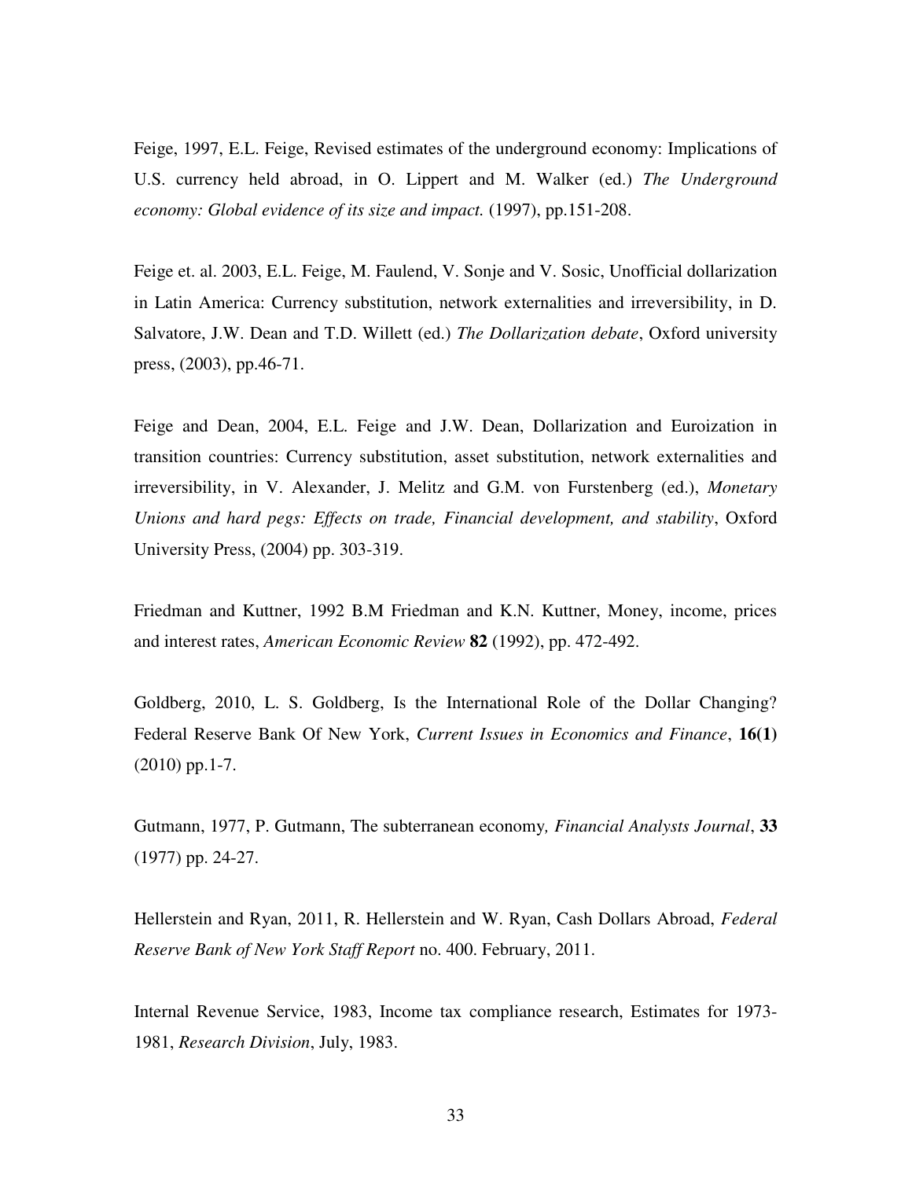Feige, 1997, E.L. Feige, Revised estimates of the underground economy: Implications of U.S. currency held abroad, in O. Lippert and M. Walker (ed.) *The Underground economy: Global evidence of its size and impact.* (1997), pp.151-208.

Feige et. al. 2003, E.L. Feige, M. Faulend, V. Sonje and V. Sosic, Unofficial dollarization in Latin America: Currency substitution, network externalities and irreversibility, in D. Salvatore, J.W. Dean and T.D. Willett (ed.) *The Dollarization debate*, Oxford university press, (2003), pp.46-71.

Feige and Dean, 2004, E.L. Feige and J.W. Dean, Dollarization and Euroization in transition countries: Currency substitution, asset substitution, network externalities and irreversibility, in V. Alexander, J. Melitz and G.M. von Furstenberg (ed.), *Monetary Unions and hard pegs: Effects on trade, Financial development, and stability*, Oxford University Press, (2004) pp. 303-319.

Friedman and Kuttner, 1992 B.M Friedman and K.N. Kuttner, Money, income, prices and interest rates, *American Economic Review* **82** (1992), pp. 472-492.

Goldberg, 2010, L. S. Goldberg, Is the International Role of the Dollar Changing? Federal Reserve Bank Of New York, *Current Issues in Economics and Finance*, **16(1)** (2010) pp.1-7.

Gutmann, 1977, P. Gutmann, The subterranean economy*, Financial Analysts Journal*, **33** (1977) pp. 24-27.

Hellerstein and Ryan, 2011, R. Hellerstein and W. Ryan, Cash Dollars Abroad, *Federal Reserve Bank of New York Staff Report* no. 400. February, 2011.

Internal Revenue Service, 1983, Income tax compliance research, Estimates for 1973-1981, *Research Division*, July, 1983.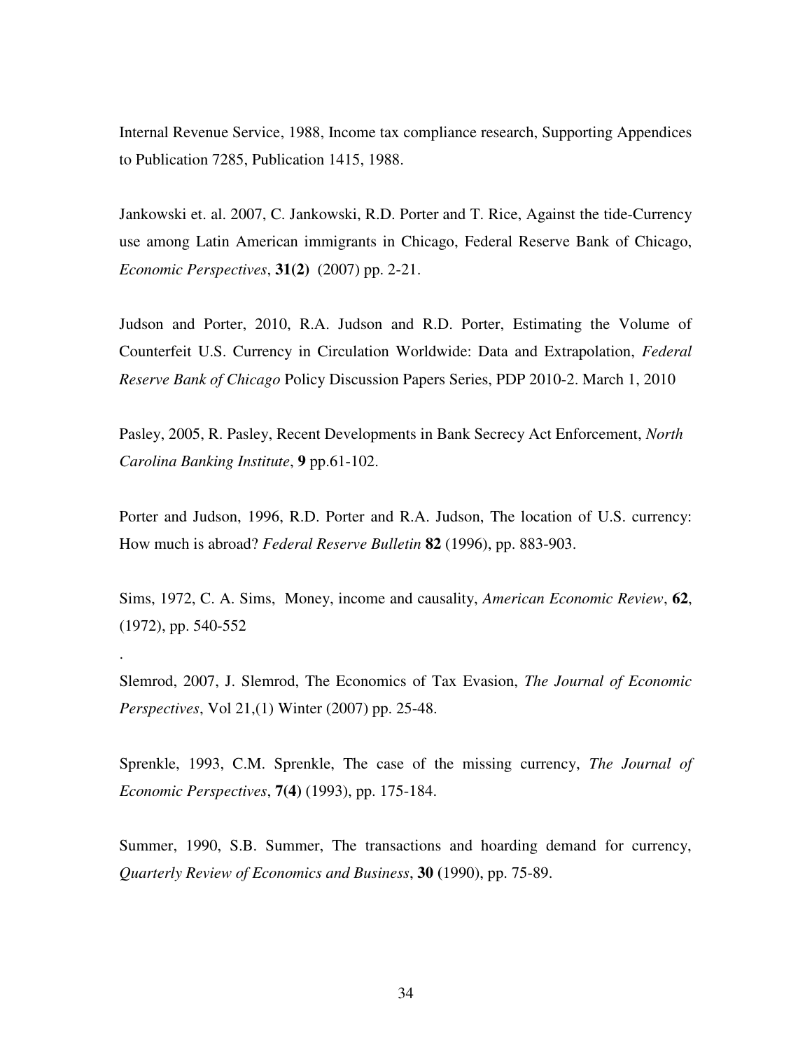Internal Revenue Service, 1988, Income tax compliance research, Supporting Appendices to Publication 7285, Publication 1415, 1988.

Jankowski et. al. 2007, C. Jankowski, R.D. Porter and T. Rice, Against the tide-Currency use among Latin American immigrants in Chicago, Federal Reserve Bank of Chicago, *Economic Perspectives*, **31(2)** (2007) pp. 2-21.

Judson and Porter, 2010, R.A. Judson and R.D. Porter, Estimating the Volume of Counterfeit U.S. Currency in Circulation Worldwide: Data and Extrapolation, *Federal Reserve Bank of Chicago* Policy Discussion Papers Series, PDP 2010-2. March 1, 2010

Pasley, 2005, R. Pasley, Recent Developments in Bank Secrecy Act Enforcement, *North Carolina Banking Institute*, **9** pp.61-102.

Porter and Judson, 1996, R.D. Porter and R.A. Judson, The location of U.S. currency: How much is abroad? *Federal Reserve Bulletin* **82** (1996), pp. 883-903.

Sims, 1972, C. A. Sims, Money, income and causality, *American Economic Review*, **62**, (1972), pp. 540-552

.

Slemrod, 2007, J. Slemrod, The Economics of Tax Evasion, *The Journal of Economic Perspectives*, Vol 21,(1) Winter (2007) pp. 25-48.

Sprenkle, 1993, C.M. Sprenkle, The case of the missing currency, *The Journal of Economic Perspectives*, **7(4)** (1993), pp. 175-184.

Summer, 1990, S.B. Summer, The transactions and hoarding demand for currency, *Quarterly Review of Economics and Business*, **30 (**1990), pp. 75-89.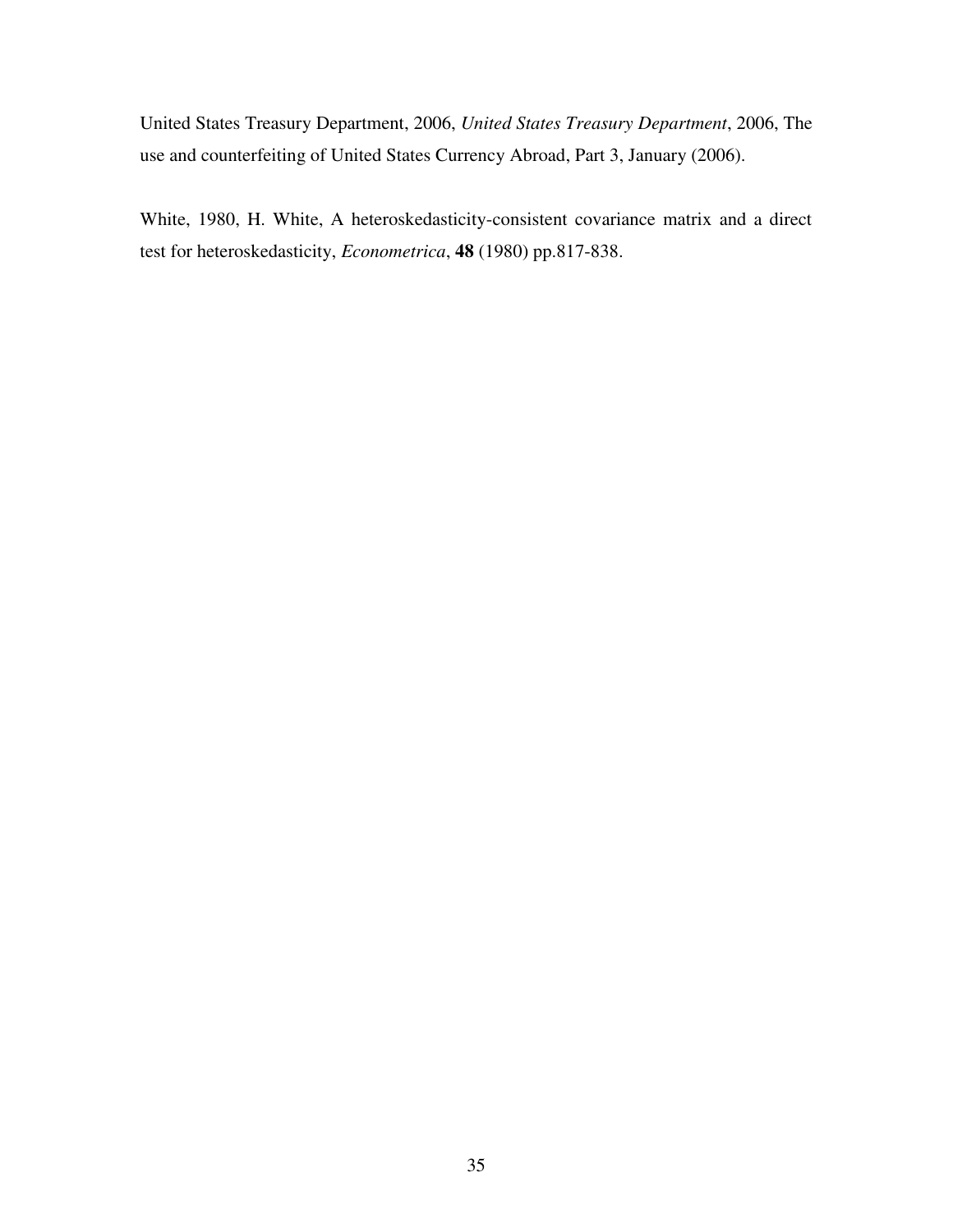United States Treasury Department, 2006, *United States Treasury Department*, 2006, The use and counterfeiting of United States Currency Abroad, Part 3, January (2006).

White, 1980, H. White, A heteroskedasticity-consistent covariance matrix and a direct test for heteroskedasticity, *Econometrica*, **48** (1980) pp.817-838.